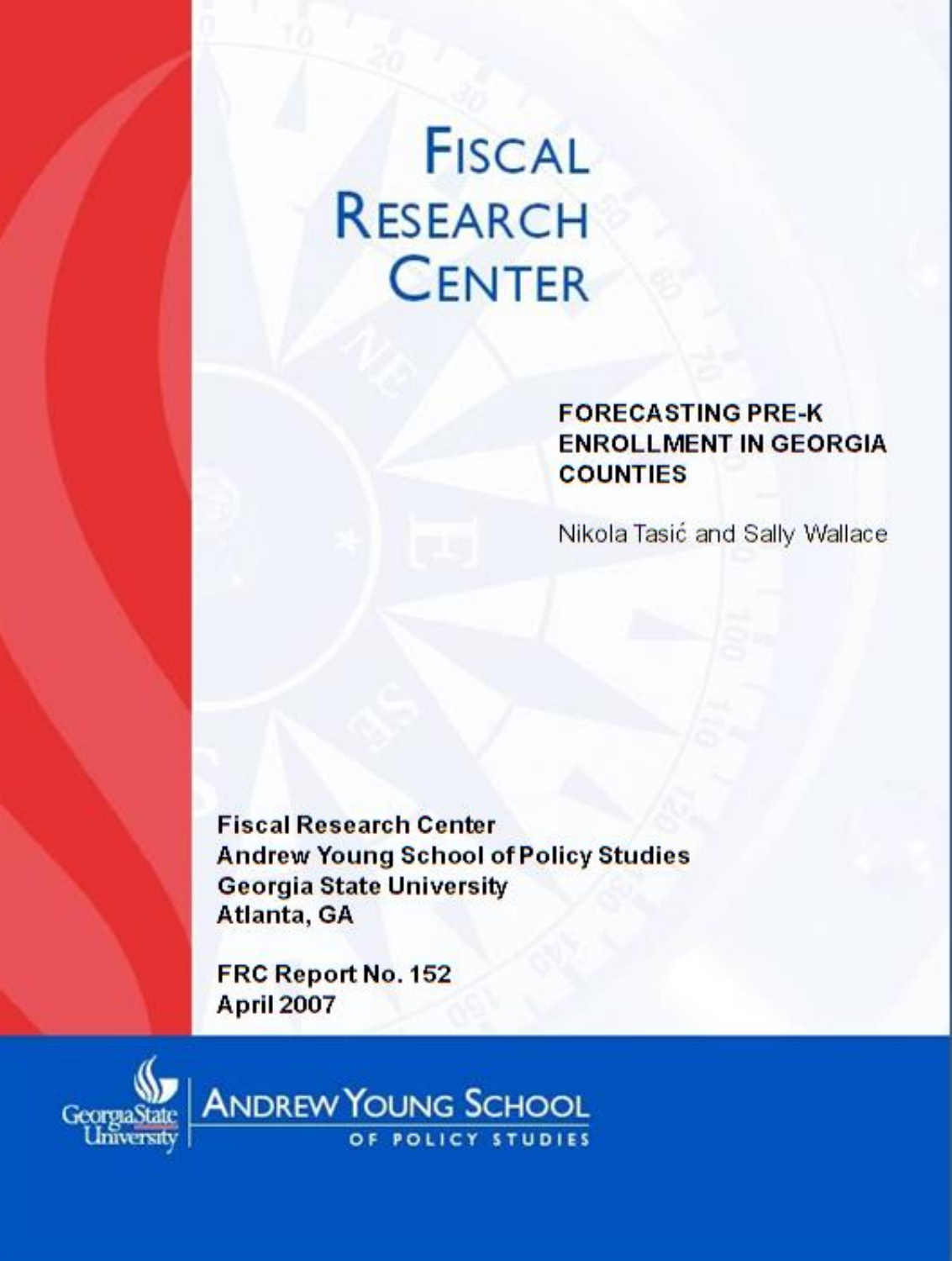# FISCAL RESEARCH CENTER

## FORECASTING PRE-K ENROLLMENT IN GEORGIA COUNTIES

Nikola Tasić and Sally Wallace

**Fiscal Research Center**
**Andrew Young School of Policy Studies**
**Georgia State University**
**Atlanta, GA**

**FRC Report No. 152**
**April 2007**

Georgia State University | ANDREW YOUNG SCHOOL OF POLICY STUDIES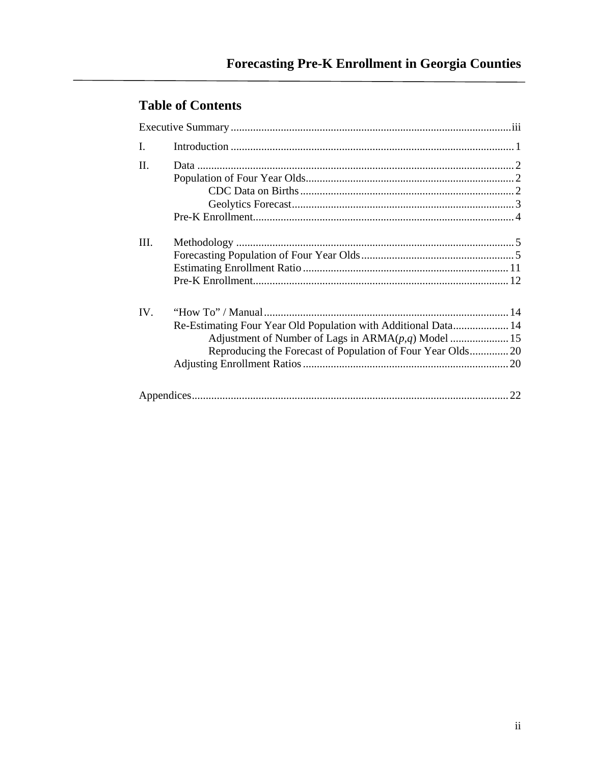## Table of Contents

Executive Summary ..................................................................................................... iii

I. Introduction ..................................................................................................... 1

II. Data ..................................................................................................... 2
 Population of Four Year Olds ..................................................................................................... 2
  CDC Data on Births ..................................................................................................... 2
  Geolytics Forecast ..................................................................................................... 3
 Pre-K Enrollment ..................................................................................................... 4

III. Methodology ..................................................................................................... 5
 Forecasting Population of Four Year Olds ..................................................................................................... 5
 Estimating Enrollment Ratio ..................................................................................................... 11
 Pre-K Enrollment ..................................................................................................... 12

IV. "How To" / Manual ..................................................................................................... 14
 Re-Estimating Four Year Old Population with Additional Data ..................... 14
  Adjustment of Number of Lags in ARMA(*p*,*q*) Model ..................... 15
  Reproducing the Forecast of Population of Four Year Olds .............. 20
 Adjusting Enrollment Ratios ..................................................................................................... 20

Appendices ..................................................................................................... 22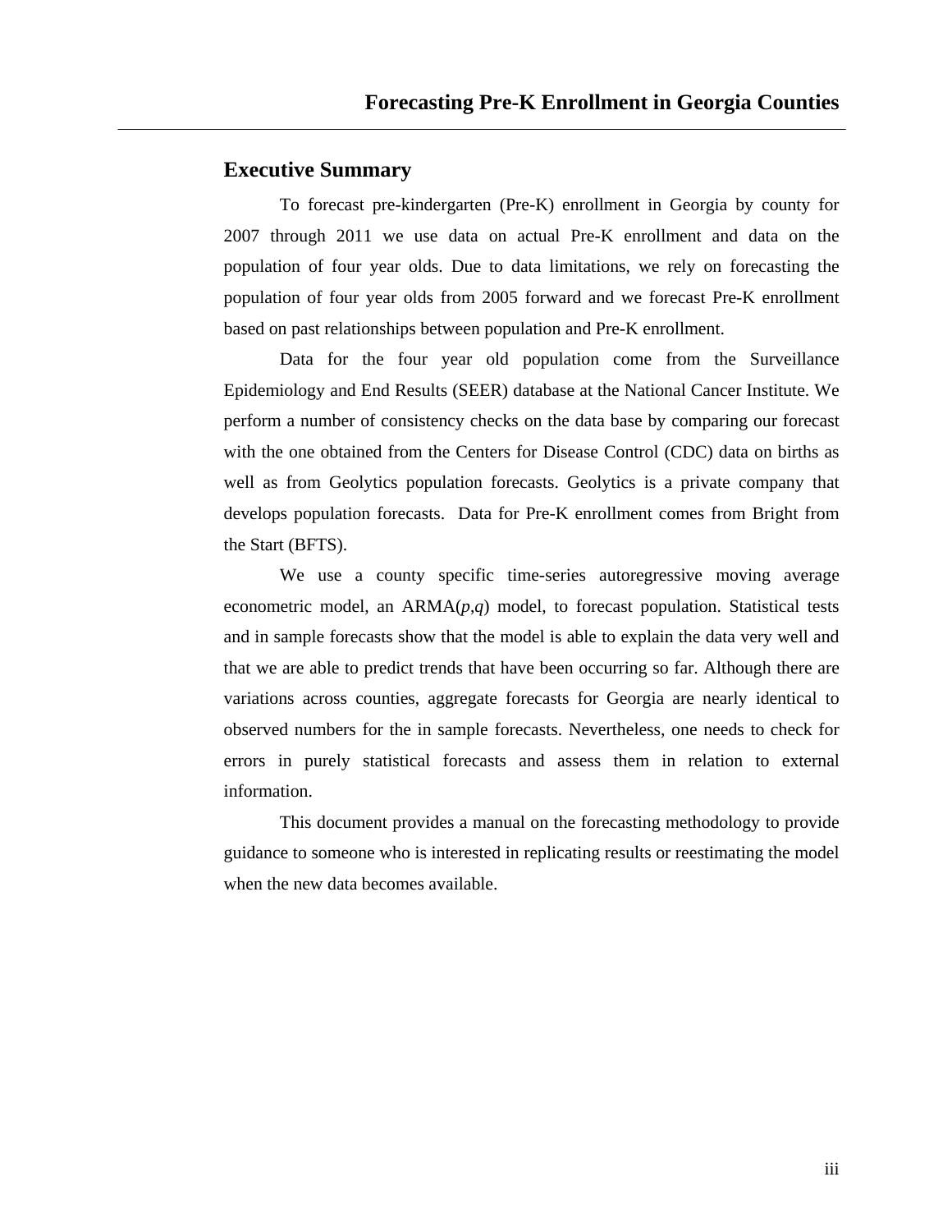## Executive Summary

To forecast pre-kindergarten (Pre-K) enrollment in Georgia by county for 2007 through 2011 we use data on actual Pre-K enrollment and data on the population of four year olds. Due to data limitations, we rely on forecasting the population of four year olds from 2005 forward and we forecast Pre-K enrollment based on past relationships between population and Pre-K enrollment.

Data for the four year old population come from the Surveillance Epidemiology and End Results (SEER) database at the National Cancer Institute. We perform a number of consistency checks on the data base by comparing our forecast with the one obtained from the Centers for Disease Control (CDC) data on births as well as from Geolytics population forecasts. Geolytics is a private company that develops population forecasts. Data for Pre-K enrollment comes from Bright from the Start (BFTS).

We use a county specific time-series autoregressive moving average econometric model, an ARMA($p$,$q$) model, to forecast population. Statistical tests and in sample forecasts show that the model is able to explain the data very well and that we are able to predict trends that have been occurring so far. Although there are variations across counties, aggregate forecasts for Georgia are nearly identical to observed numbers for the in sample forecasts. Nevertheless, one needs to check for errors in purely statistical forecasts and assess them in relation to external information.

This document provides a manual on the forecasting methodology to provide guidance to someone who is interested in replicating results or reestimating the model when the new data becomes available.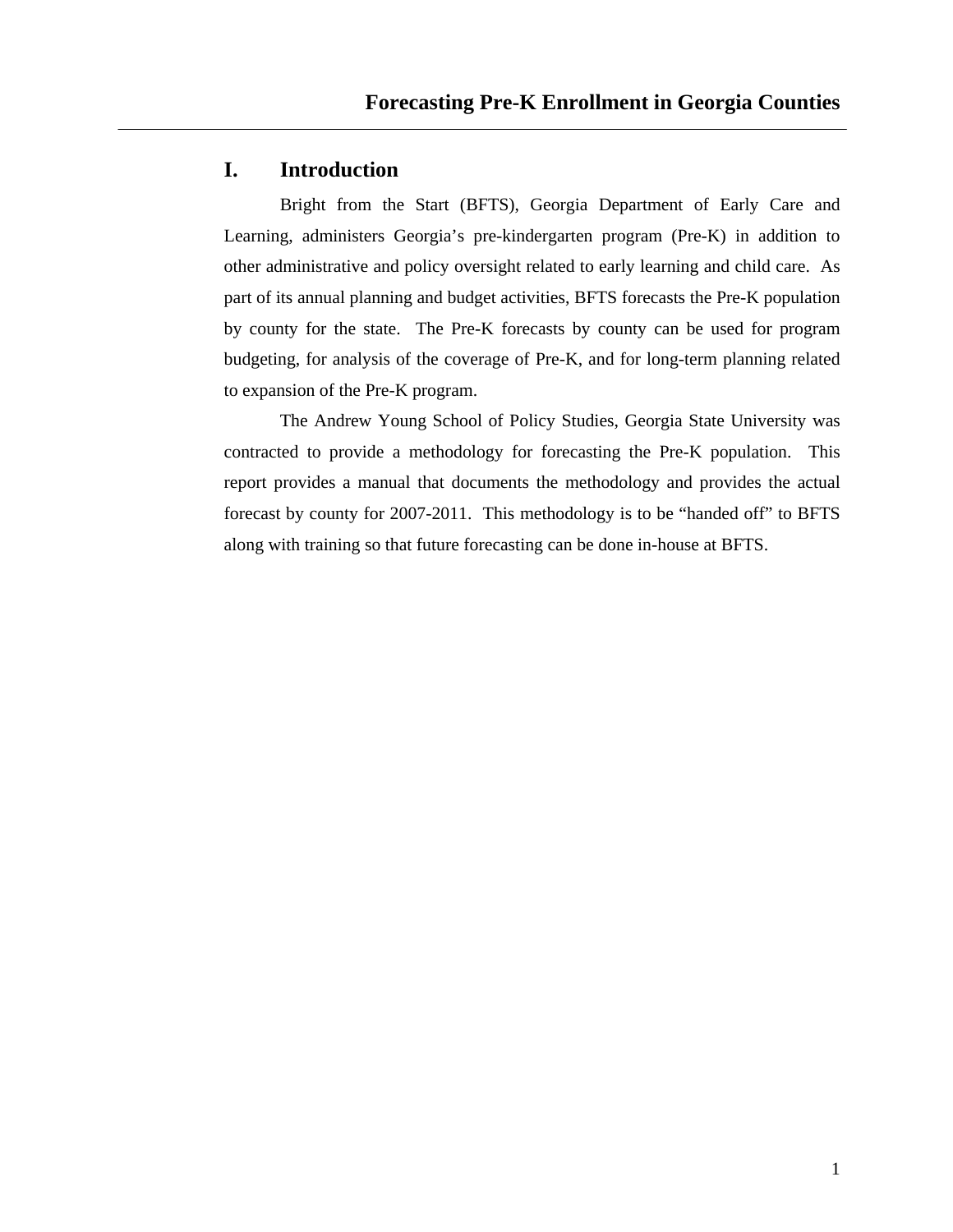# I. Introduction

Bright from the Start (BFTS), Georgia Department of Early Care and Learning, administers Georgia's pre-kindergarten program (Pre-K) in addition to other administrative and policy oversight related to early learning and child care. As part of its annual planning and budget activities, BFTS forecasts the Pre-K population by county for the state. The Pre-K forecasts by county can be used for program budgeting, for analysis of the coverage of Pre-K, and for long-term planning related to expansion of the Pre-K program.

The Andrew Young School of Policy Studies, Georgia State University was contracted to provide a methodology for forecasting the Pre-K population. This report provides a manual that documents the methodology and provides the actual forecast by county for 2007-2011. This methodology is to be "handed off" to BFTS along with training so that future forecasting can be done in-house at BFTS.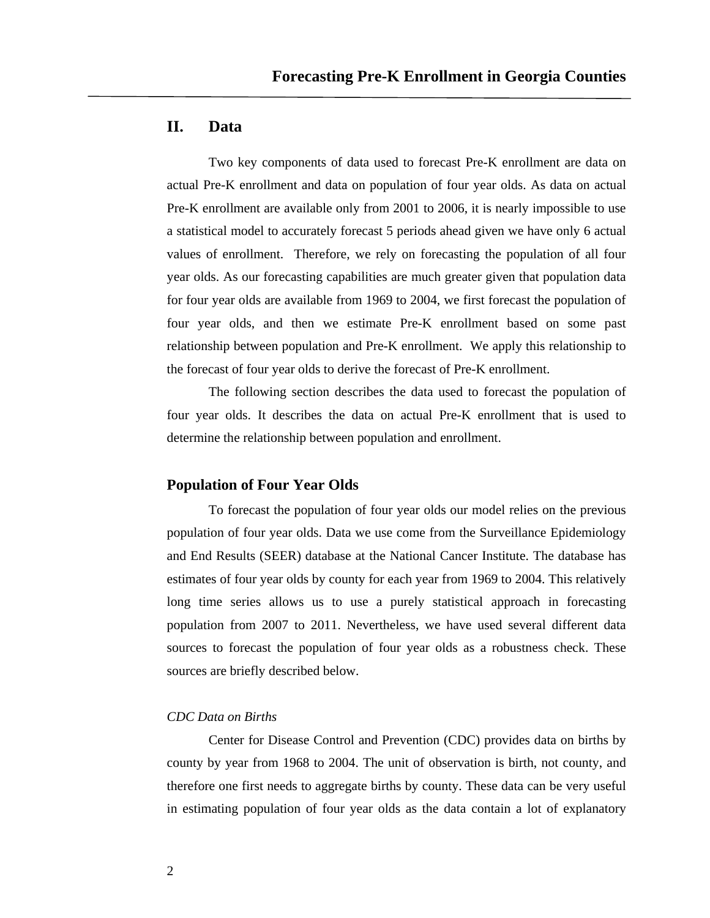## II. Data

Two key components of data used to forecast Pre-K enrollment are data on actual Pre-K enrollment and data on population of four year olds. As data on actual Pre-K enrollment are available only from 2001 to 2006, it is nearly impossible to use a statistical model to accurately forecast 5 periods ahead given we have only 6 actual values of enrollment. Therefore, we rely on forecasting the population of all four year olds. As our forecasting capabilities are much greater given that population data for four year olds are available from 1969 to 2004, we first forecast the population of four year olds, and then we estimate Pre-K enrollment based on some past relationship between population and Pre-K enrollment. We apply this relationship to the forecast of four year olds to derive the forecast of Pre-K enrollment.

The following section describes the data used to forecast the population of four year olds. It describes the data on actual Pre-K enrollment that is used to determine the relationship between population and enrollment.

### Population of Four Year Olds

To forecast the population of four year olds our model relies on the previous population of four year olds. Data we use come from the Surveillance Epidemiology and End Results (SEER) database at the National Cancer Institute. The database has estimates of four year olds by county for each year from 1969 to 2004. This relatively long time series allows us to use a purely statistical approach in forecasting population from 2007 to 2011. Nevertheless, we have used several different data sources to forecast the population of four year olds as a robustness check. These sources are briefly described below.

*CDC Data on Births*

Center for Disease Control and Prevention (CDC) provides data on births by county by year from 1968 to 2004. The unit of observation is birth, not county, and therefore one first needs to aggregate births by county. These data can be very useful in estimating population of four year olds as the data contain a lot of explanatory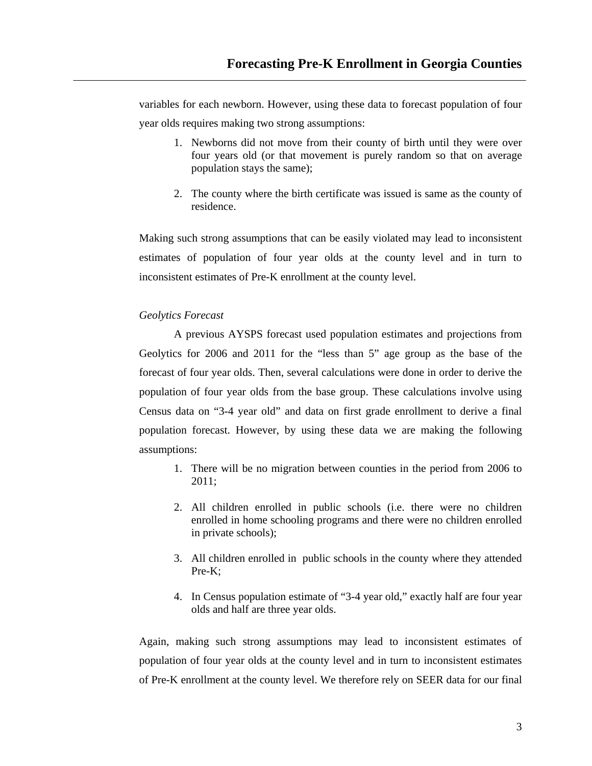variables for each newborn. However, using these data to forecast population of four year olds requires making two strong assumptions:

1. Newborns did not move from their county of birth until they were over four years old (or that movement is purely random so that on average population stays the same);

2. The county where the birth certificate was issued is same as the county of residence.

Making such strong assumptions that can be easily violated may lead to inconsistent estimates of population of four year olds at the county level and in turn to inconsistent estimates of Pre-K enrollment at the county level.

*Geolytics Forecast*

A previous AYSPS forecast used population estimates and projections from Geolytics for 2006 and 2011 for the "less than 5" age group as the base of the forecast of four year olds. Then, several calculations were done in order to derive the population of four year olds from the base group. These calculations involve using Census data on "3-4 year old" and data on first grade enrollment to derive a final population forecast. However, by using these data we are making the following assumptions:

1. There will be no migration between counties in the period from 2006 to 2011;

2. All children enrolled in public schools (i.e. there were no children enrolled in home schooling programs and there were no children enrolled in private schools);

3. All children enrolled in public schools in the county where they attended Pre-K;

4. In Census population estimate of "3-4 year old," exactly half are four year olds and half are three year olds.

Again, making such strong assumptions may lead to inconsistent estimates of population of four year olds at the county level and in turn to inconsistent estimates of Pre-K enrollment at the county level. We therefore rely on SEER data for our final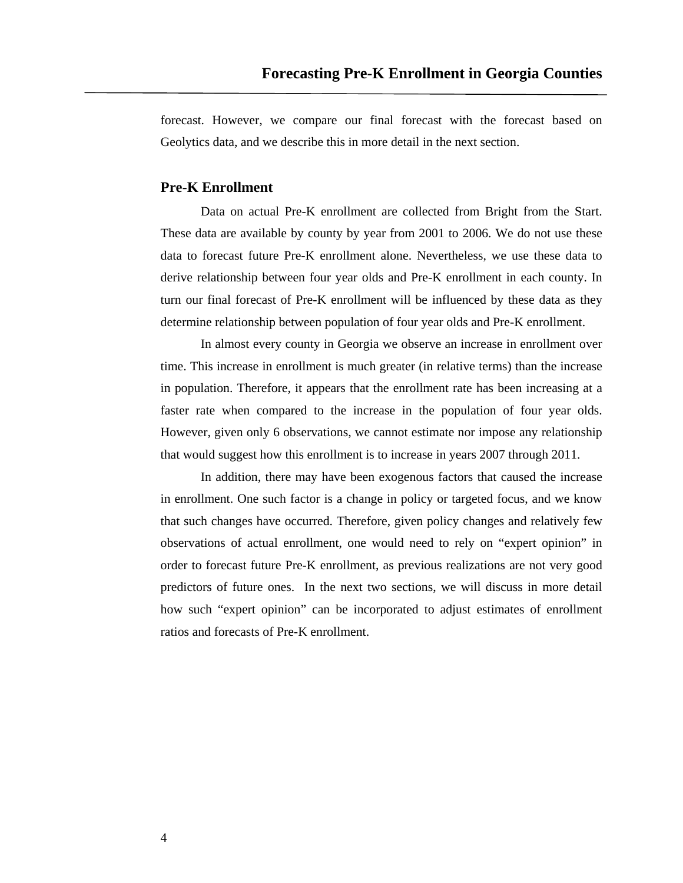forecast. However, we compare our final forecast with the forecast based on Geolytics data, and we describe this in more detail in the next section.

## Pre-K Enrollment

Data on actual Pre-K enrollment are collected from Bright from the Start. These data are available by county by year from 2001 to 2006. We do not use these data to forecast future Pre-K enrollment alone. Nevertheless, we use these data to derive relationship between four year olds and Pre-K enrollment in each county. In turn our final forecast of Pre-K enrollment will be influenced by these data as they determine relationship between population of four year olds and Pre-K enrollment.

In almost every county in Georgia we observe an increase in enrollment over time. This increase in enrollment is much greater (in relative terms) than the increase in population. Therefore, it appears that the enrollment rate has been increasing at a faster rate when compared to the increase in the population of four year olds. However, given only 6 observations, we cannot estimate nor impose any relationship that would suggest how this enrollment is to increase in years 2007 through 2011.

In addition, there may have been exogenous factors that caused the increase in enrollment. One such factor is a change in policy or targeted focus, and we know that such changes have occurred. Therefore, given policy changes and relatively few observations of actual enrollment, one would need to rely on "expert opinion" in order to forecast future Pre-K enrollment, as previous realizations are not very good predictors of future ones. In the next two sections, we will discuss in more detail how such "expert opinion" can be incorporated to adjust estimates of enrollment ratios and forecasts of Pre-K enrollment.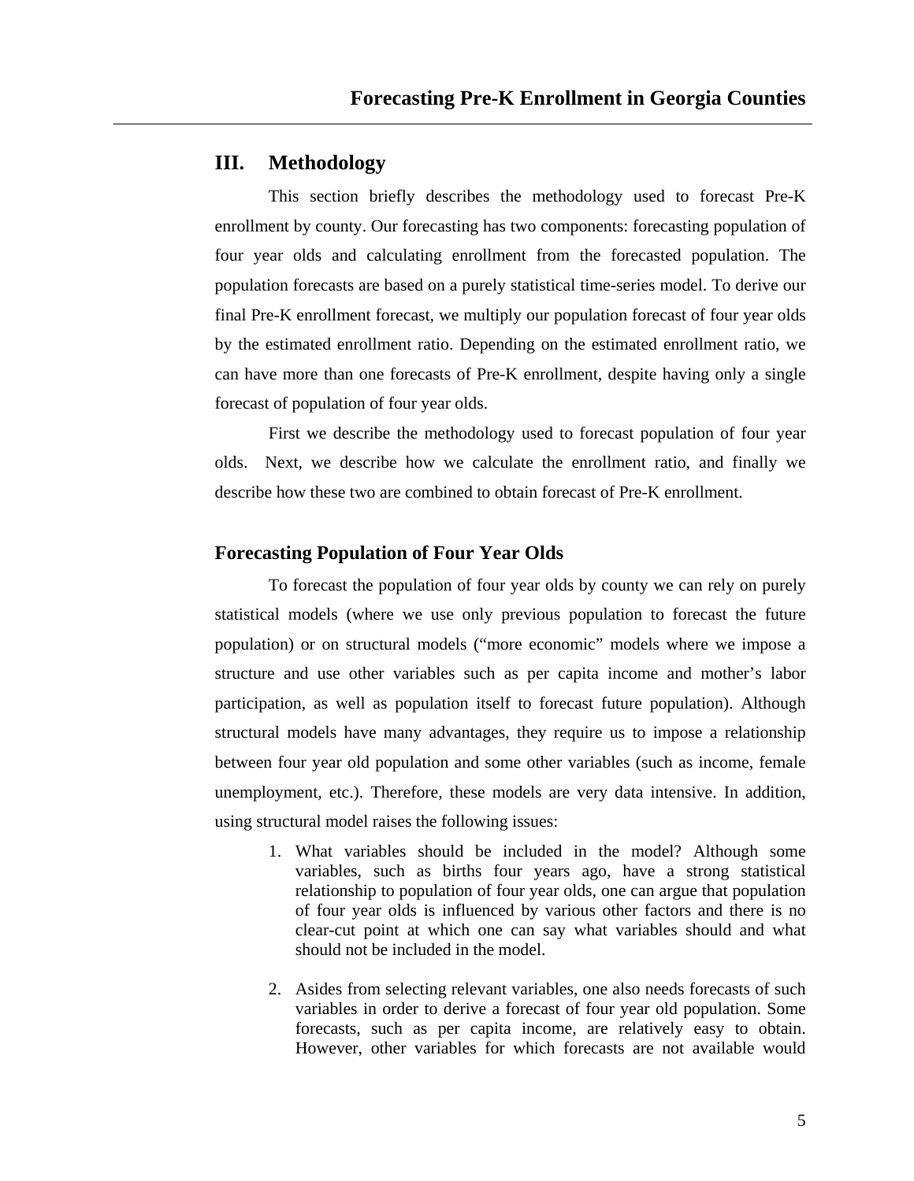## III. Methodology

This section briefly describes the methodology used to forecast Pre-K enrollment by county. Our forecasting has two components: forecasting population of four year olds and calculating enrollment from the forecasted population. The population forecasts are based on a purely statistical time-series model. To derive our final Pre-K enrollment forecast, we multiply our population forecast of four year olds by the estimated enrollment ratio. Depending on the estimated enrollment ratio, we can have more than one forecasts of Pre-K enrollment, despite having only a single forecast of population of four year olds.

First we describe the methodology used to forecast population of four year olds. Next, we describe how we calculate the enrollment ratio, and finally we describe how these two are combined to obtain forecast of Pre-K enrollment.

### Forecasting Population of Four Year Olds

To forecast the population of four year olds by county we can rely on purely statistical models (where we use only previous population to forecast the future population) or on structural models ("more economic" models where we impose a structure and use other variables such as per capita income and mother's labor participation, as well as population itself to forecast future population). Although structural models have many advantages, they require us to impose a relationship between four year old population and some other variables (such as income, female unemployment, etc.). Therefore, these models are very data intensive. In addition, using structural model raises the following issues:

1. What variables should be included in the model? Although some variables, such as births four years ago, have a strong statistical relationship to population of four year olds, one can argue that population of four year olds is influenced by various other factors and there is no clear-cut point at which one can say what variables should and what should not be included in the model.

2. Asides from selecting relevant variables, one also needs forecasts of such variables in order to derive a forecast of four year old population. Some forecasts, such as per capita income, are relatively easy to obtain. However, other variables for which forecasts are not available would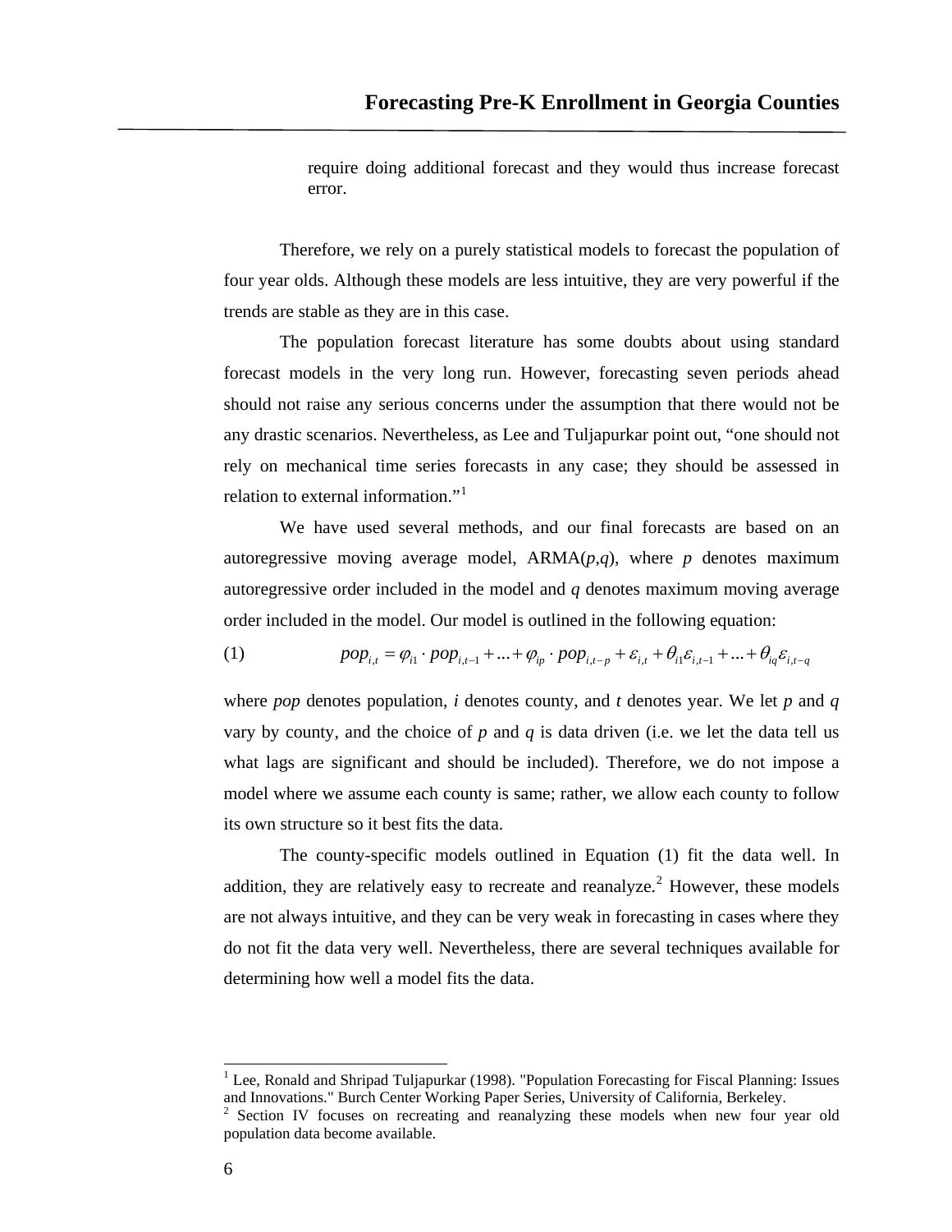require doing additional forecast and they would thus increase forecast error.

Therefore, we rely on a purely statistical models to forecast the population of four year olds. Although these models are less intuitive, they are very powerful if the trends are stable as they are in this case.

The population forecast literature has some doubts about using standard forecast models in the very long run. However, forecasting seven periods ahead should not raise any serious concerns under the assumption that there would not be any drastic scenarios. Nevertheless, as Lee and Tuljapurkar point out, "one should not rely on mechanical time series forecasts in any case; they should be assessed in relation to external information."[1]

We have used several methods, and our final forecasts are based on an autoregressive moving average model, ARMA($p$,$q$), where $p$ denotes maximum autoregressive order included in the model and $q$ denotes maximum moving average order included in the model. Our model is outlined in the following equation:

$$pop_{i,t} = \varphi_{i1} \cdot pop_{i,t-1} + ... + \varphi_{ip} \cdot pop_{i,t-p} + \varepsilon_{i,t} + \theta_{i1}\varepsilon_{i,t-1} + ... + \theta_{iq}\varepsilon_{i,t-q} \quad (1)$$

where $pop$ denotes population, $i$ denotes county, and $t$ denotes year. We let $p$ and $q$ vary by county, and the choice of $p$ and $q$ is data driven (i.e. we let the data tell us what lags are significant and should be included). Therefore, we do not impose a model where we assume each county is same; rather, we allow each county to follow its own structure so it best fits the data.

The county-specific models outlined in Equation (1) fit the data well. In addition, they are relatively easy to recreate and reanalyze.[2] However, these models are not always intuitive, and they can be very weak in forecasting in cases where they do not fit the data very well. Nevertheless, there are several techniques available for determining how well a model fits the data.

[1] Lee, Ronald and Shripad Tuljapurkar (1998). "Population Forecasting for Fiscal Planning: Issues and Innovations." Burch Center Working Paper Series, University of California, Berkeley.

[2] Section IV focuses on recreating and reanalyzing these models when new four year old population data become available.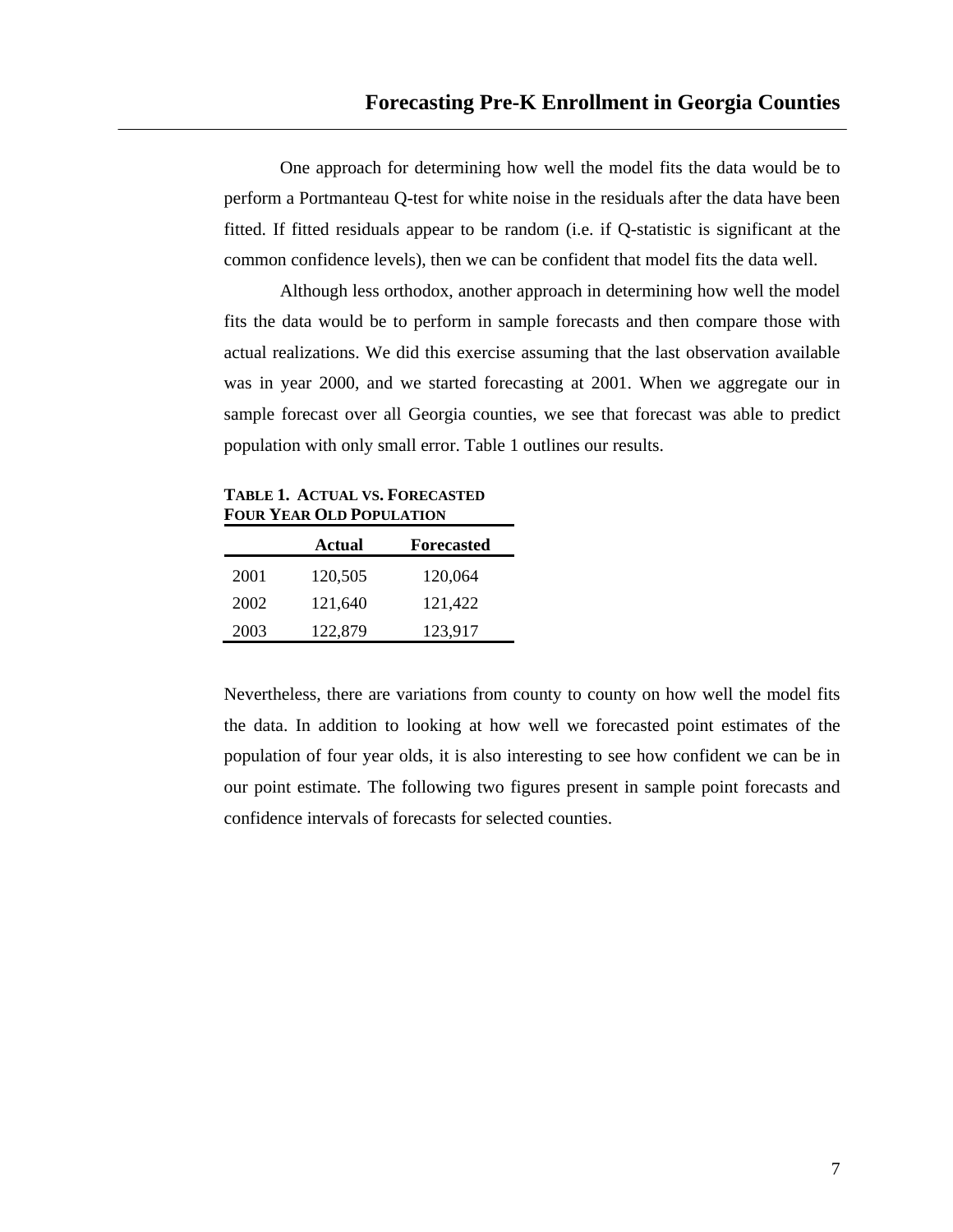One approach for determining how well the model fits the data would be to perform a Portmanteau Q-test for white noise in the residuals after the data have been fitted. If fitted residuals appear to be random (i.e. if Q-statistic is significant at the common confidence levels), then we can be confident that model fits the data well.

Although less orthodox, another approach in determining how well the model fits the data would be to perform in sample forecasts and then compare those with actual realizations. We did this exercise assuming that the last observation available was in year 2000, and we started forecasting at 2001. When we aggregate our in sample forecast over all Georgia counties, we see that forecast was able to predict population with only small error. Table 1 outlines our results.

**TABLE 1. ACTUAL VS. FORECASTED FOUR YEAR OLD POPULATION**

| | Actual | Forecasted |
|---|---|---|
| 2001 | 120,505 | 120,064 |
| 2002 | 121,640 | 121,422 |
| 2003 | 122,879 | 123,917 |

Nevertheless, there are variations from county to county on how well the model fits the data. In addition to looking at how well we forecasted point estimates of the population of four year olds, it is also interesting to see how confident we can be in our point estimate. The following two figures present in sample point forecasts and confidence intervals of forecasts for selected counties.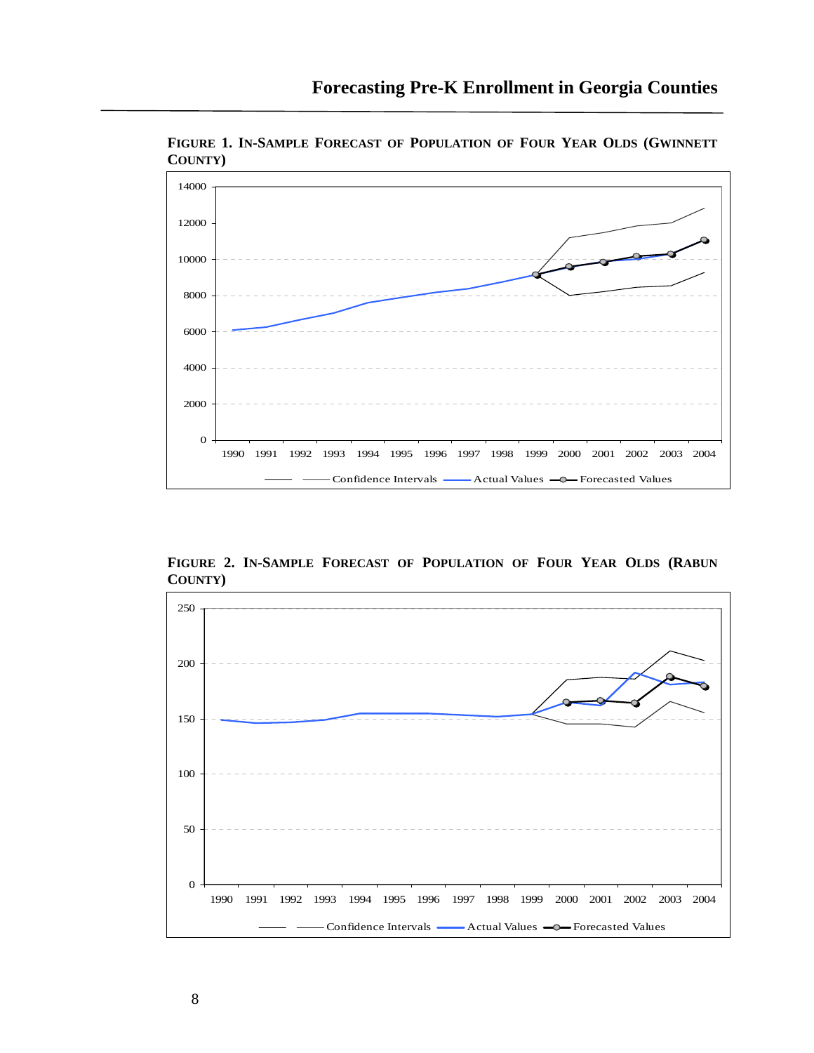**FIGURE 1. IN-SAMPLE FORECAST OF POPULATION OF FOUR YEAR OLDS (GWINNETT COUNTY)**

**FIGURE 2. IN-SAMPLE FORECAST OF POPULATION OF FOUR YEAR OLDS (RABUN COUNTY)**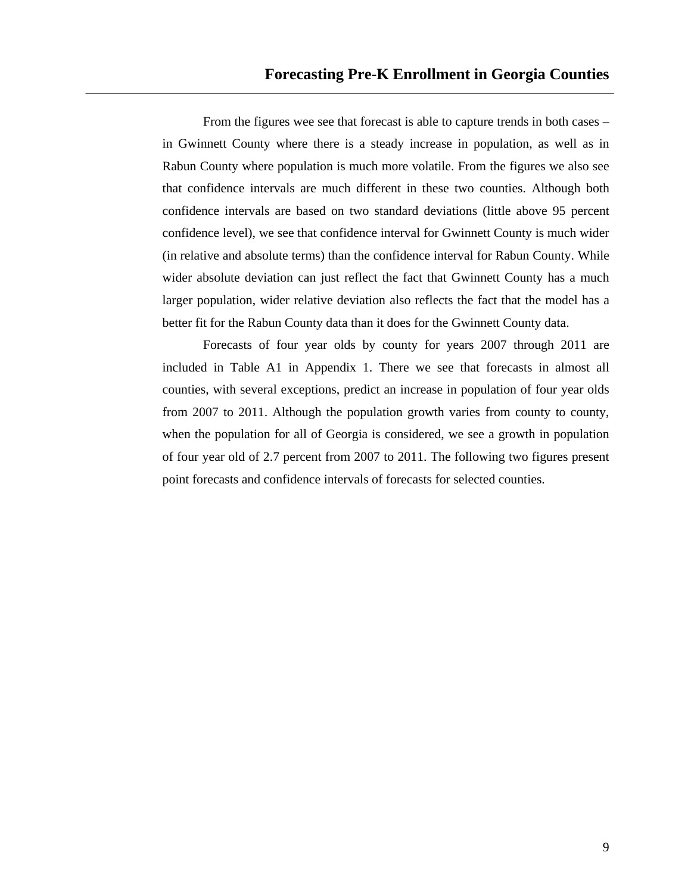From the figures wee see that forecast is able to capture trends in both cases – in Gwinnett County where there is a steady increase in population, as well as in Rabun County where population is much more volatile. From the figures we also see that confidence intervals are much different in these two counties. Although both confidence intervals are based on two standard deviations (little above 95 percent confidence level), we see that confidence interval for Gwinnett County is much wider (in relative and absolute terms) than the confidence interval for Rabun County. While wider absolute deviation can just reflect the fact that Gwinnett County has a much larger population, wider relative deviation also reflects the fact that the model has a better fit for the Rabun County data than it does for the Gwinnett County data.

Forecasts of four year olds by county for years 2007 through 2011 are included in Table A1 in Appendix 1. There we see that forecasts in almost all counties, with several exceptions, predict an increase in population of four year olds from 2007 to 2011. Although the population growth varies from county to county, when the population for all of Georgia is considered, we see a growth in population of four year old of 2.7 percent from 2007 to 2011. The following two figures present point forecasts and confidence intervals of forecasts for selected counties.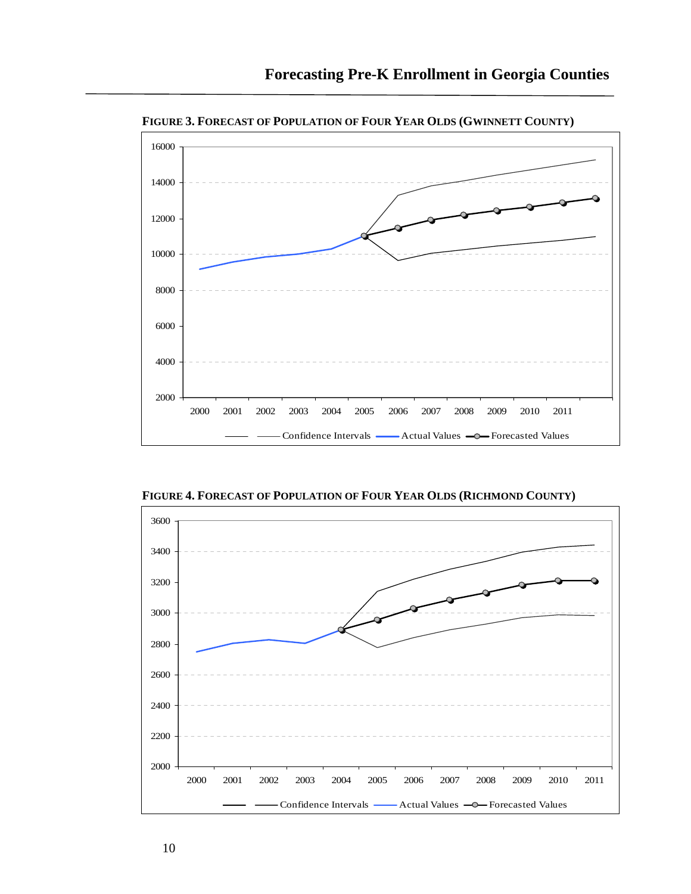**FIGURE 3. FORECAST OF POPULATION OF FOUR YEAR OLDS (GWINNETT COUNTY)**

**FIGURE 4. FORECAST OF POPULATION OF FOUR YEAR OLDS (RICHMOND COUNTY)**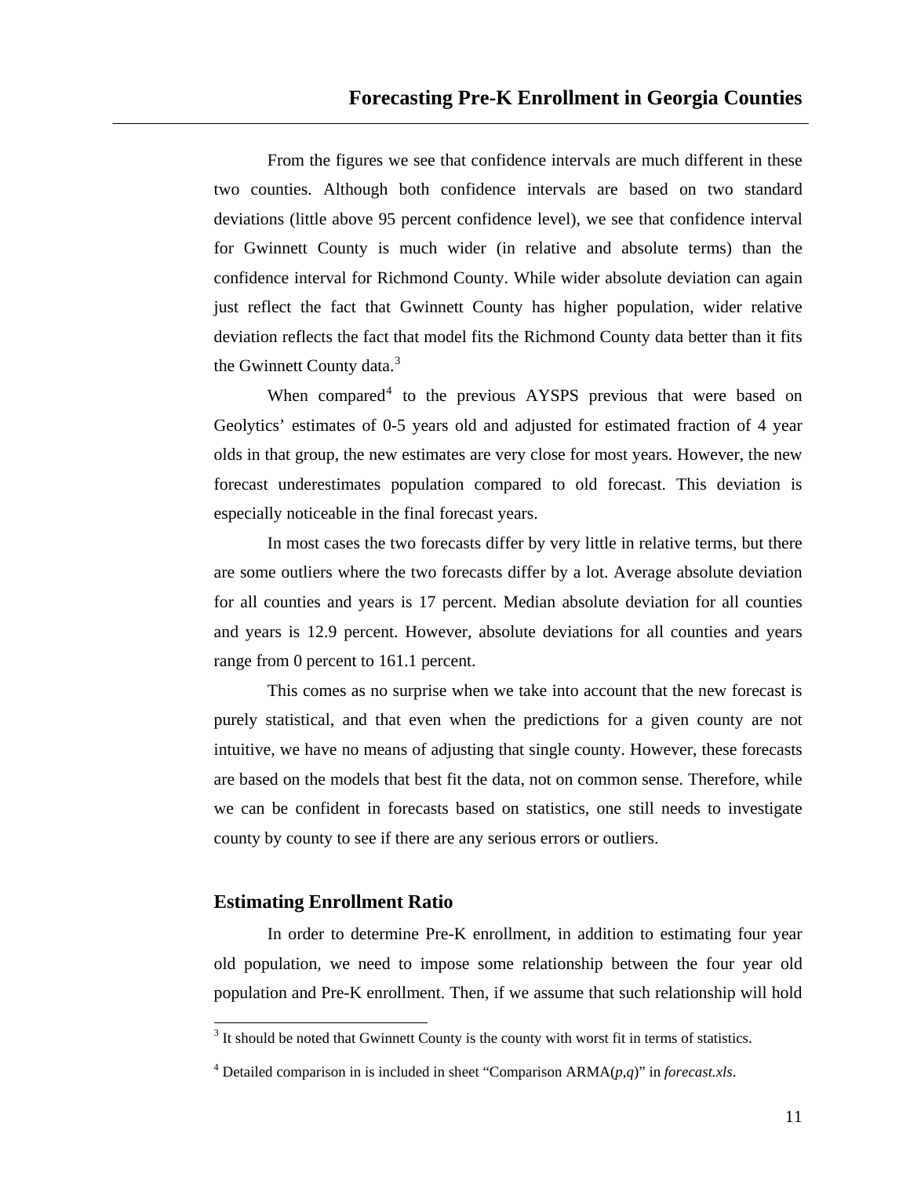From the figures we see that confidence intervals are much different in these two counties. Although both confidence intervals are based on two standard deviations (little above 95 percent confidence level), we see that confidence interval for Gwinnett County is much wider (in relative and absolute terms) than the confidence interval for Richmond County. While wider absolute deviation can again just reflect the fact that Gwinnett County has higher population, wider relative deviation reflects the fact that model fits the Richmond County data better than it fits the Gwinnett County data.[3]

When compared[4] to the previous AYSPS previous that were based on Geolytics' estimates of 0-5 years old and adjusted for estimated fraction of 4 year olds in that group, the new estimates are very close for most years. However, the new forecast underestimates population compared to old forecast. This deviation is especially noticeable in the final forecast years.

In most cases the two forecasts differ by very little in relative terms, but there are some outliers where the two forecasts differ by a lot. Average absolute deviation for all counties and years is 17 percent. Median absolute deviation for all counties and years is 12.9 percent. However, absolute deviations for all counties and years range from 0 percent to 161.1 percent.

This comes as no surprise when we take into account that the new forecast is purely statistical, and that even when the predictions for a given county are not intuitive, we have no means of adjusting that single county. However, these forecasts are based on the models that best fit the data, not on common sense. Therefore, while we can be confident in forecasts based on statistics, one still needs to investigate county by county to see if there are any serious errors or outliers.

## Estimating Enrollment Ratio

In order to determine Pre-K enrollment, in addition to estimating four year old population, we need to impose some relationship between the four year old population and Pre-K enrollment. Then, if we assume that such relationship will hold

---

[3] It should be noted that Gwinnett County is the county with worst fit in terms of statistics.

[4] Detailed comparison in is included in sheet "Comparison ARMA($p$,$q$)" in *forecast.xls*.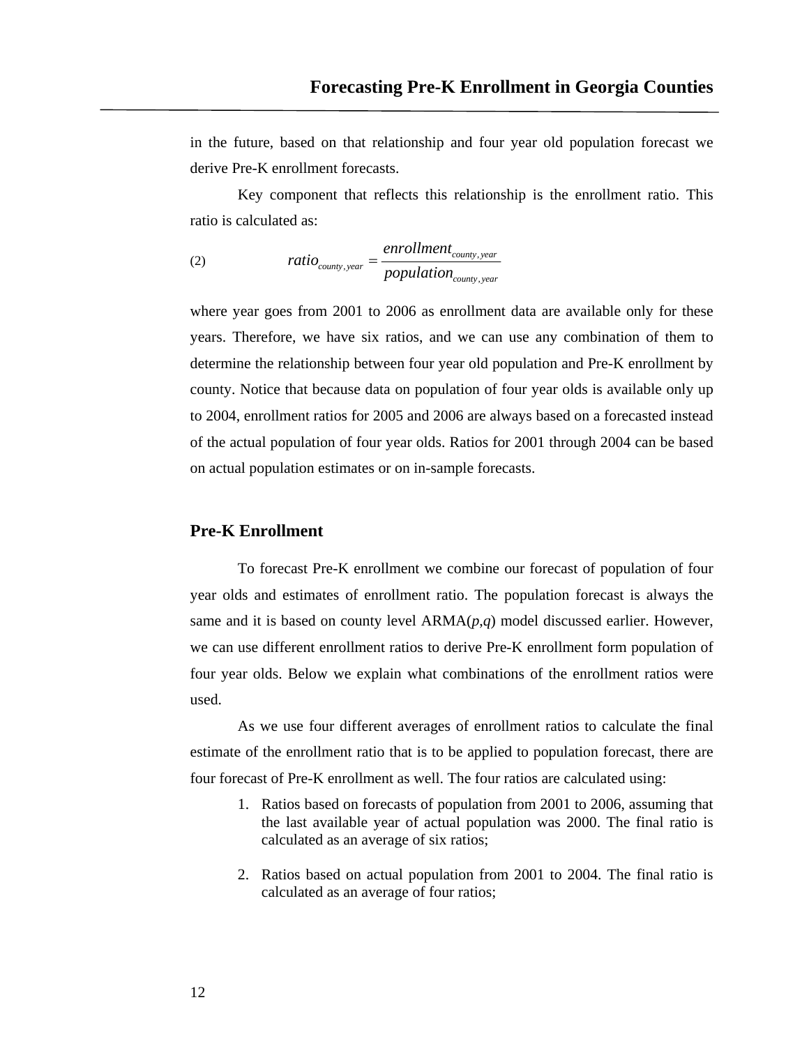in the future, based on that relationship and four year old population forecast we derive Pre-K enrollment forecasts.

Key component that reflects this relationship is the enrollment ratio. This ratio is calculated as:

$$ratio_{county,year} = \frac{enrollment_{county,year}}{population_{county,year}} \tag{2}$$

where year goes from 2001 to 2006 as enrollment data are available only for these years. Therefore, we have six ratios, and we can use any combination of them to determine the relationship between four year old population and Pre-K enrollment by county. Notice that because data on population of four year olds is available only up to 2004, enrollment ratios for 2005 and 2006 are always based on a forecasted instead of the actual population of four year olds. Ratios for 2001 through 2004 can be based on actual population estimates or on in-sample forecasts.

## Pre-K Enrollment

To forecast Pre-K enrollment we combine our forecast of population of four year olds and estimates of enrollment ratio. The population forecast is always the same and it is based on county level ARMA(*p*,*q*) model discussed earlier. However, we can use different enrollment ratios to derive Pre-K enrollment form population of four year olds. Below we explain what combinations of the enrollment ratios were used.

As we use four different averages of enrollment ratios to calculate the final estimate of the enrollment ratio that is to be applied to population forecast, there are four forecast of Pre-K enrollment as well. The four ratios are calculated using:

1. Ratios based on forecasts of population from 2001 to 2006, assuming that the last available year of actual population was 2000. The final ratio is calculated as an average of six ratios;

2. Ratios based on actual population from 2001 to 2004. The final ratio is calculated as an average of four ratios;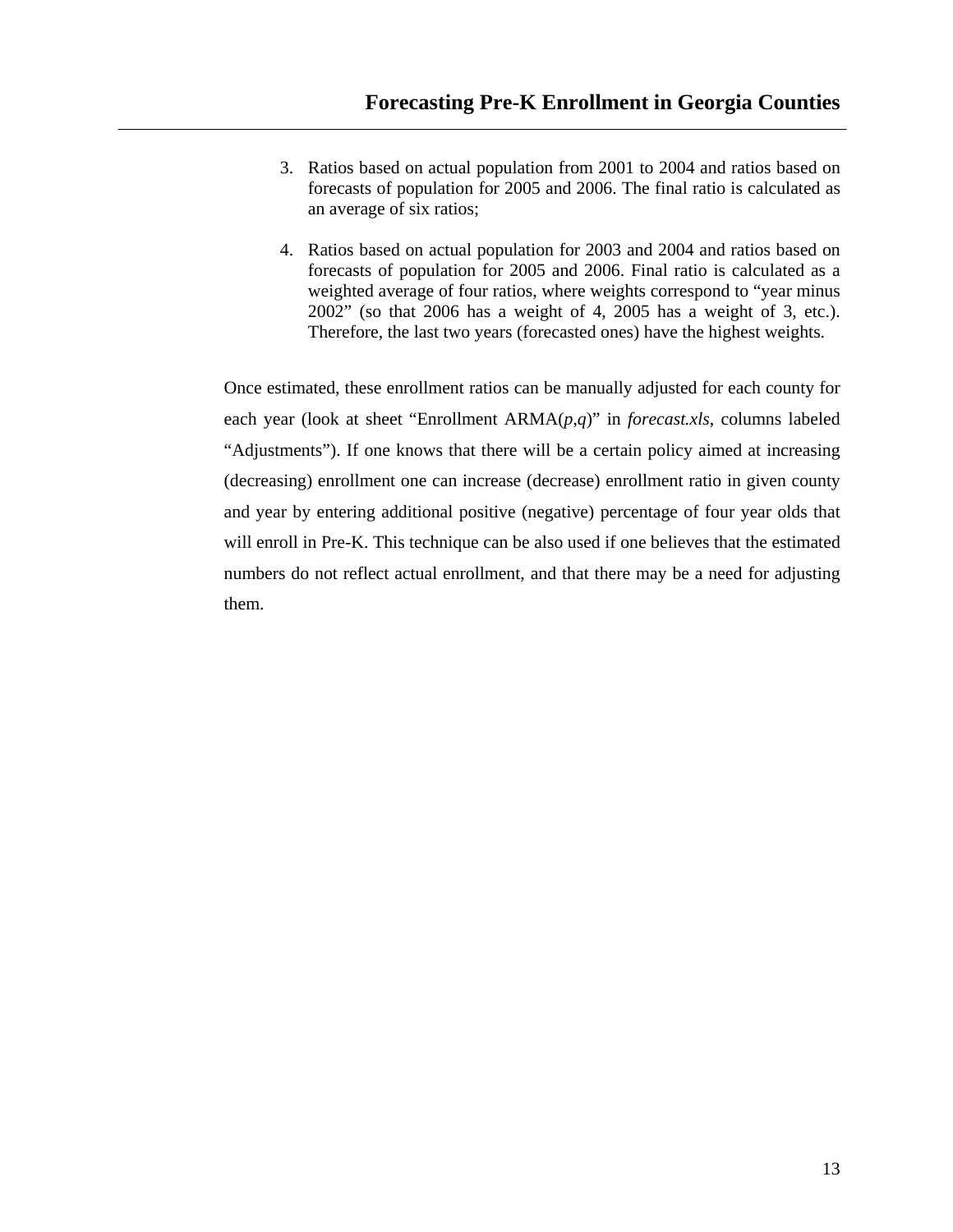3. Ratios based on actual population from 2001 to 2004 and ratios based on forecasts of population for 2005 and 2006. The final ratio is calculated as an average of six ratios;

4. Ratios based on actual population for 2003 and 2004 and ratios based on forecasts of population for 2005 and 2006. Final ratio is calculated as a weighted average of four ratios, where weights correspond to "year minus 2002" (so that 2006 has a weight of 4, 2005 has a weight of 3, etc.). Therefore, the last two years (forecasted ones) have the highest weights.

Once estimated, these enrollment ratios can be manually adjusted for each county for each year (look at sheet "Enrollment ARMA(*p*,*q*)" in *forecast.xls*, columns labeled "Adjustments"). If one knows that there will be a certain policy aimed at increasing (decreasing) enrollment one can increase (decrease) enrollment ratio in given county and year by entering additional positive (negative) percentage of four year olds that will enroll in Pre-K. This technique can be also used if one believes that the estimated numbers do not reflect actual enrollment, and that there may be a need for adjusting them.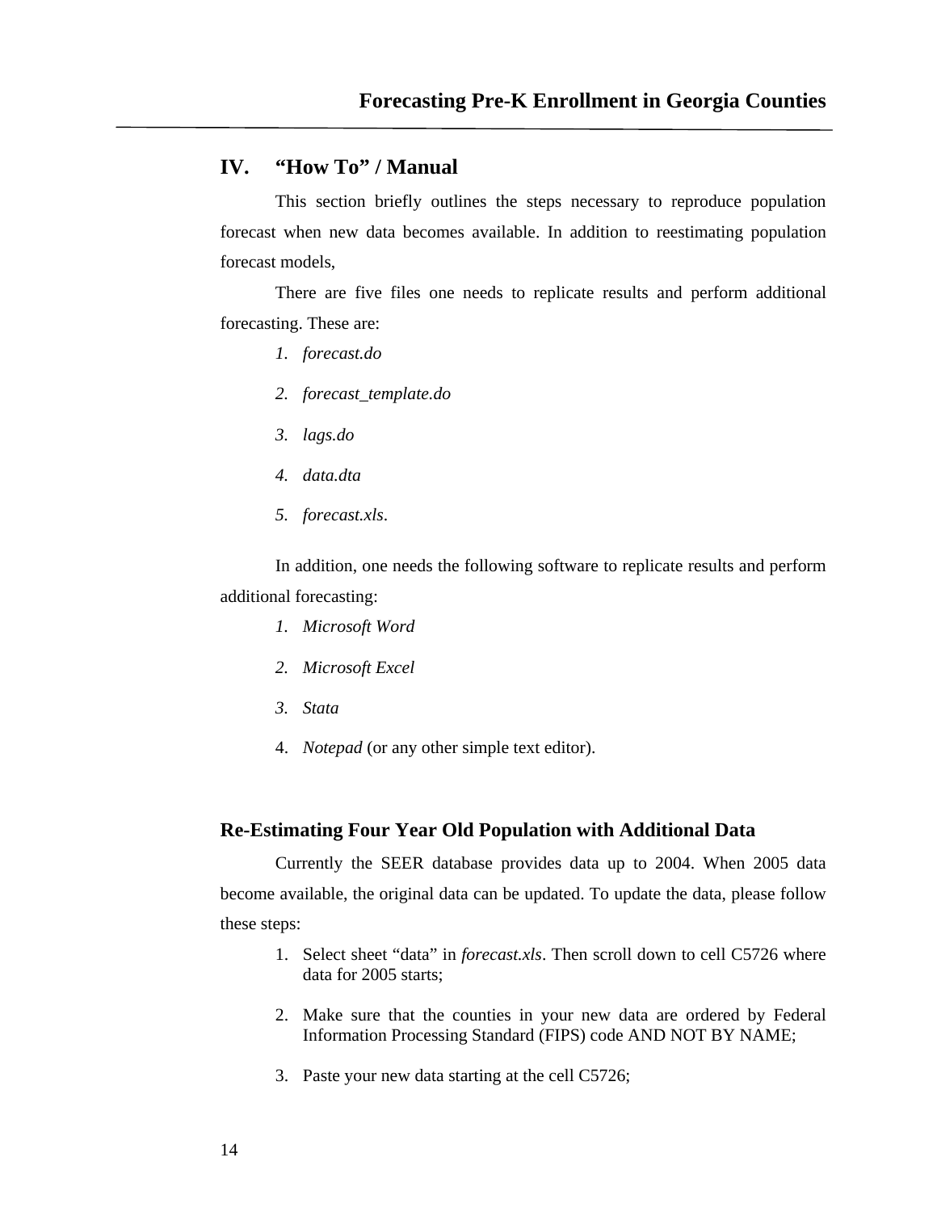## IV. "How To" / Manual

This section briefly outlines the steps necessary to reproduce population forecast when new data becomes available. In addition to reestimating population forecast models,

There are five files one needs to replicate results and perform additional forecasting. These are:

1. *forecast.do*
2. *forecast_template.do*
3. *lags.do*
4. *data.dta*
5. *forecast.xls*.

In addition, one needs the following software to replicate results and perform additional forecasting:

1. *Microsoft Word*
2. *Microsoft Excel*
3. *Stata*
4. *Notepad* (or any other simple text editor).

### Re-Estimating Four Year Old Population with Additional Data

Currently the SEER database provides data up to 2004. When 2005 data become available, the original data can be updated. To update the data, please follow these steps:

1. Select sheet "data" in *forecast.xls*. Then scroll down to cell C5726 where data for 2005 starts;
2. Make sure that the counties in your new data are ordered by Federal Information Processing Standard (FIPS) code AND NOT BY NAME;
3. Paste your new data starting at the cell C5726;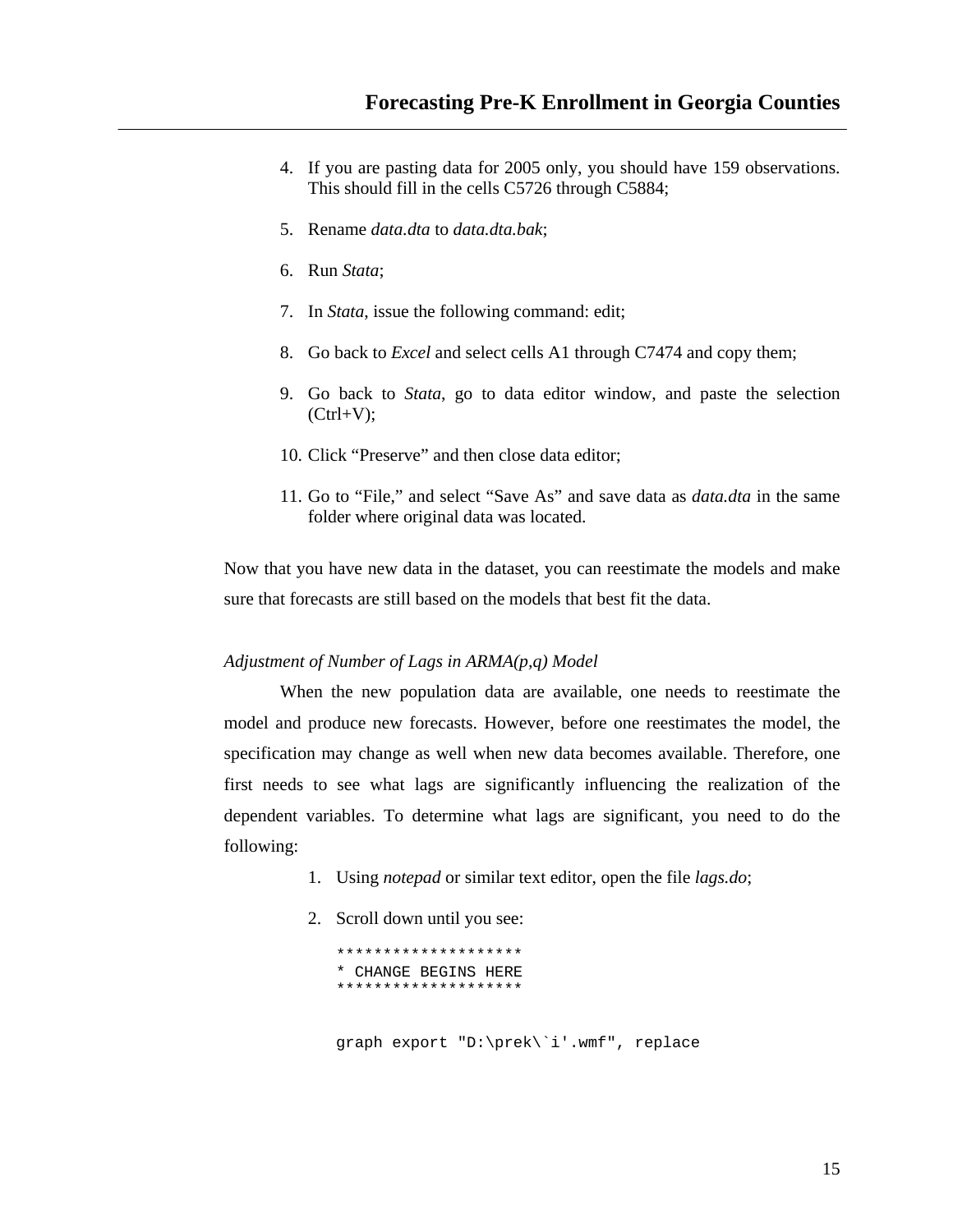4. If you are pasting data for 2005 only, you should have 159 observations. This should fill in the cells C5726 through C5884;

5. Rename *data.dta* to *data.dta.bak*;

6. Run *Stata*;

7. In *Stata*, issue the following command: edit;

8. Go back to *Excel* and select cells A1 through C7474 and copy them;

9. Go back to *Stata*, go to data editor window, and paste the selection (Ctrl+V);

10. Click "Preserve" and then close data editor;

11. Go to "File," and select "Save As" and save data as *data.dta* in the same folder where original data was located.

Now that you have new data in the dataset, you can reestimate the models and make sure that forecasts are still based on the models that best fit the data.

*Adjustment of Number of Lags in ARMA(p,q) Model*

When the new population data are available, one needs to reestimate the model and produce new forecasts. However, before one reestimates the model, the specification may change as well when new data becomes available. Therefore, one first needs to see what lags are significantly influencing the realization of the dependent variables. To determine what lags are significant, you need to do the following:

1. Using *notepad* or similar text editor, open the file *lags.do*;

2. Scroll down until you see:

```
********************
* CHANGE BEGINS HERE
********************


graph export "D:\prek\`i'.wmf", replace
```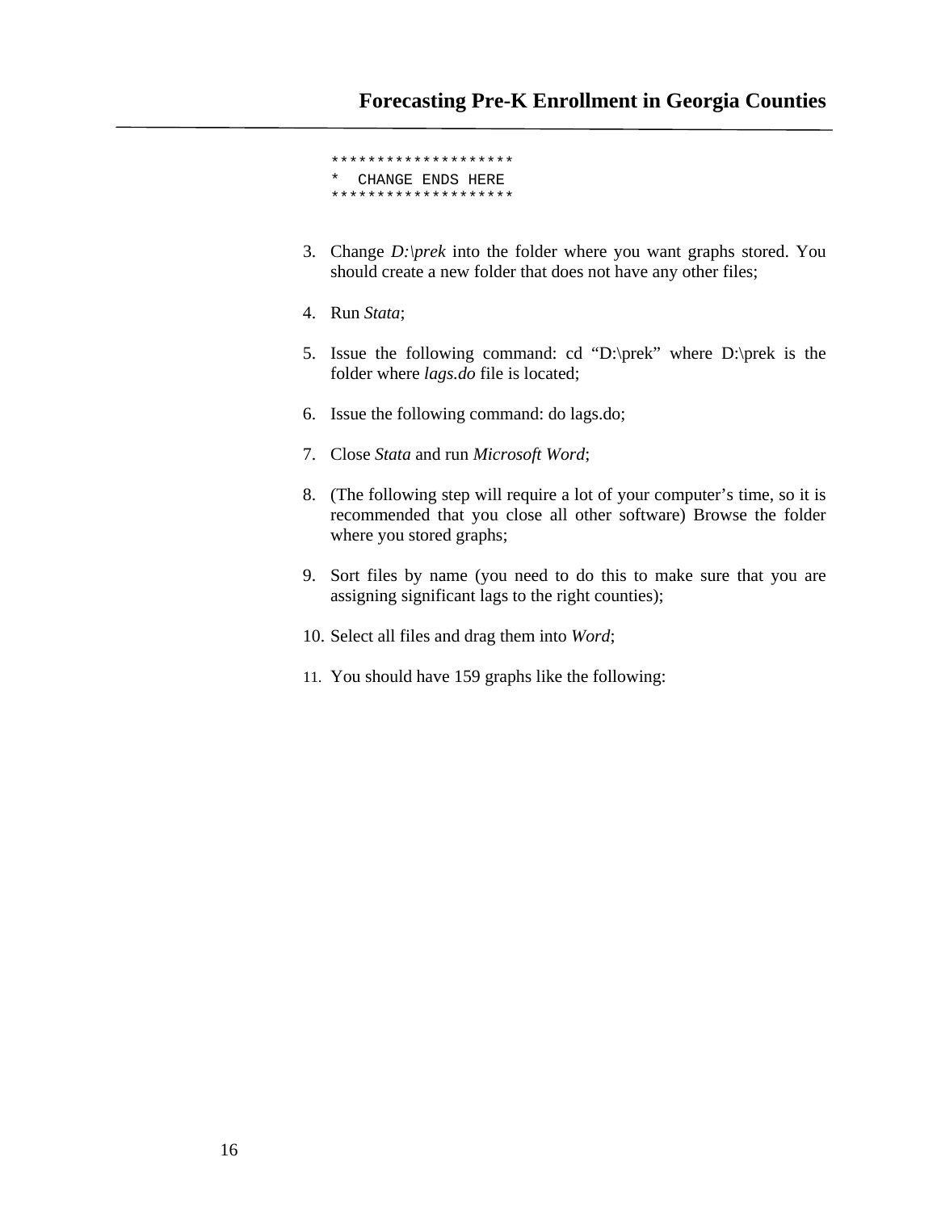```
********************
*  CHANGE ENDS HERE
********************
```

3. Change *D:\prek* into the folder where you want graphs stored. You should create a new folder that does not have any other files;

4. Run *Stata*;

5. Issue the following command: cd “D:\prek” where D:\prek is the folder where *lags.do* file is located;

6. Issue the following command: do lags.do;

7. Close *Stata* and run *Microsoft Word*;

8. (The following step will require a lot of your computer’s time, so it is recommended that you close all other software) Browse the folder where you stored graphs;

9. Sort files by name (you need to do this to make sure that you are assigning significant lags to the right counties);

10. Select all files and drag them into *Word*;

11. You should have 159 graphs like the following: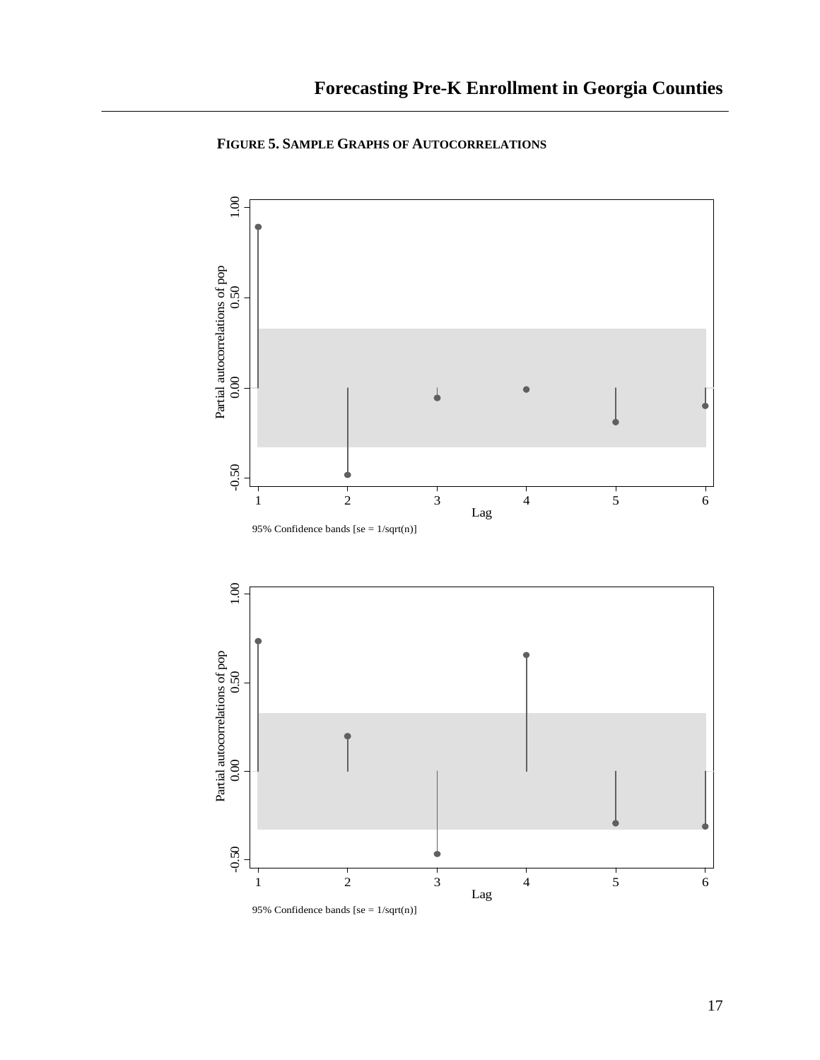**FIGURE 5. SAMPLE GRAPHS OF AUTOCORRELATIONS**

95% Confidence bands [se = 1/sqrt(n)]

95% Confidence bands [se = 1/sqrt(n)]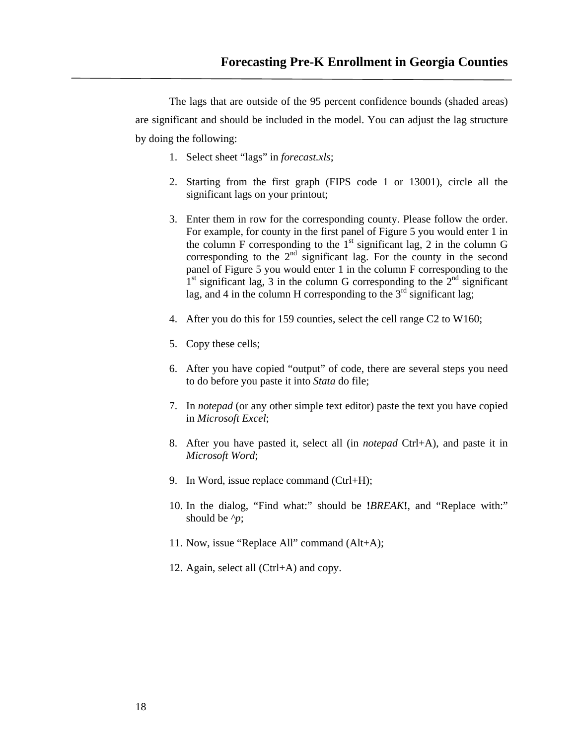The lags that are outside of the 95 percent confidence bounds (shaded areas) are significant and should be included in the model. You can adjust the lag structure by doing the following:

1. Select sheet "lags" in *forecast.xls*;

2. Starting from the first graph (FIPS code 1 or 13001), circle all the significant lags on your printout;

3. Enter them in row for the corresponding county. Please follow the order. For example, for county in the first panel of Figure 5 you would enter 1 in the column F corresponding to the 1st significant lag, 2 in the column G corresponding to the 2nd significant lag. For the county in the second panel of Figure 5 you would enter 1 in the column F corresponding to the 1st significant lag, 3 in the column G corresponding to the 2nd significant lag, and 4 in the column H corresponding to the 3rd significant lag;

4. After you do this for 159 counties, select the cell range C2 to W160;

5. Copy these cells;

6. After you have copied "output" of code, there are several steps you need to do before you paste it into *Stata* do file;

7. In *notepad* (or any other simple text editor) paste the text you have copied in *Microsoft Excel*;

8. After you have pasted it, select all (in *notepad* Ctrl+A), and paste it in *Microsoft Word*;

9. In Word, issue replace command (Ctrl+H);

10. In the dialog, "Find what:" should be **!***BREAK***!**, and "Replace with:" should be *^p*;

11. Now, issue "Replace All" command (Alt+A);

12. Again, select all (Ctrl+A) and copy.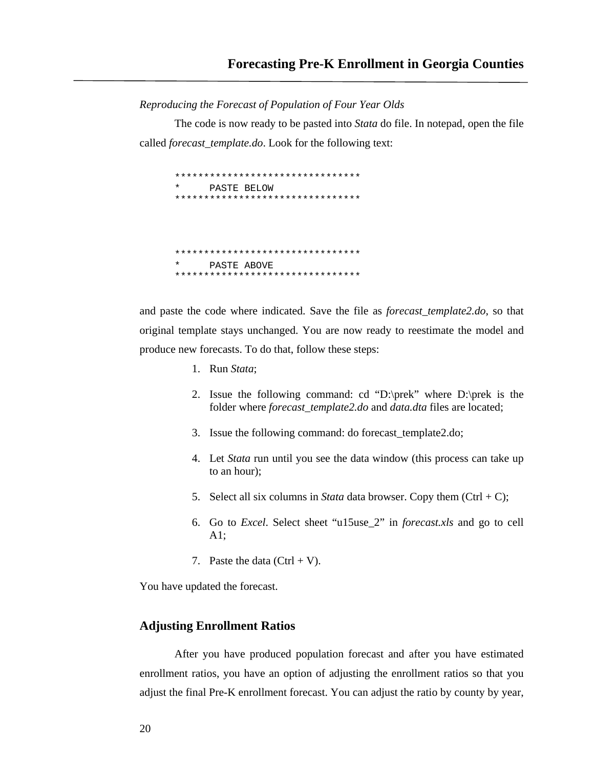*Reproducing the Forecast of Population of Four Year Olds*

The code is now ready to be pasted into *Stata* do file. In notepad, open the file called *forecast_template.do*. Look for the following text:

```
********************************
*     PASTE BELOW
********************************



********************************
*     PASTE ABOVE
********************************
```

and paste the code where indicated. Save the file as *forecast_template2.do*, so that original template stays unchanged. You are now ready to reestimate the model and produce new forecasts. To do that, follow these steps:

1. Run *Stata*;
2. Issue the following command: cd "D:\prek" where D:\prek is the folder where *forecast_template2.do* and *data.dta* files are located;
3. Issue the following command: do forecast_template2.do;
4. Let *Stata* run until you see the data window (this process can take up to an hour);
5. Select all six columns in *Stata* data browser. Copy them (Ctrl + C);
6. Go to *Excel*. Select sheet "u15use_2" in *forecast.xls* and go to cell A1;
7. Paste the data (Ctrl + V).

You have updated the forecast.

## Adjusting Enrollment Ratios

After you have produced population forecast and after you have estimated enrollment ratios, you have an option of adjusting the enrollment ratios so that you adjust the final Pre-K enrollment forecast. You can adjust the ratio by county by year,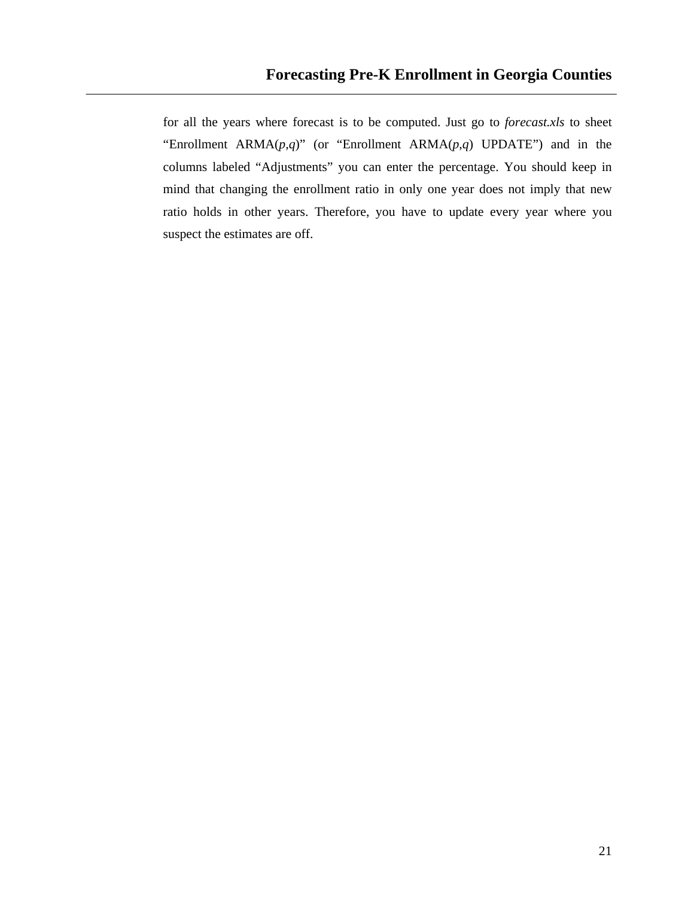for all the years where forecast is to be computed. Just go to *forecast.xls* to sheet "Enrollment ARMA(*p*,*q*)" (or "Enrollment ARMA(*p*,*q*) UPDATE") and in the columns labeled "Adjustments" you can enter the percentage. You should keep in mind that changing the enrollment ratio in only one year does not imply that new ratio holds in other years. Therefore, you have to update every year where you suspect the estimates are off.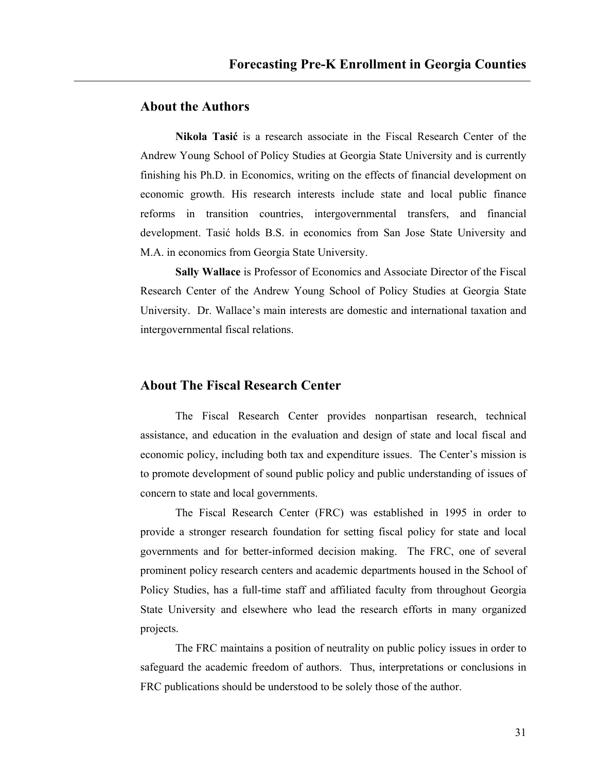## About the Authors

**Nikola Tasić** is a research associate in the Fiscal Research Center of the Andrew Young School of Policy Studies at Georgia State University and is currently finishing his Ph.D. in Economics, writing on the effects of financial development on economic growth. His research interests include state and local public finance reforms in transition countries, intergovernmental transfers, and financial development. Tasić holds B.S. in economics from San Jose State University and M.A. in economics from Georgia State University.

**Sally Wallace** is Professor of Economics and Associate Director of the Fiscal Research Center of the Andrew Young School of Policy Studies at Georgia State University. Dr. Wallace's main interests are domestic and international taxation and intergovernmental fiscal relations.

## About The Fiscal Research Center

The Fiscal Research Center provides nonpartisan research, technical assistance, and education in the evaluation and design of state and local fiscal and economic policy, including both tax and expenditure issues. The Center's mission is to promote development of sound public policy and public understanding of issues of concern to state and local governments.

The Fiscal Research Center (FRC) was established in 1995 in order to provide a stronger research foundation for setting fiscal policy for state and local governments and for better-informed decision making. The FRC, one of several prominent policy research centers and academic departments housed in the School of Policy Studies, has a full-time staff and affiliated faculty from throughout Georgia State University and elsewhere who lead the research efforts in many organized projects.

The FRC maintains a position of neutrality on public policy issues in order to safeguard the academic freedom of authors. Thus, interpretations or conclusions in FRC publications should be understood to be solely those of the author.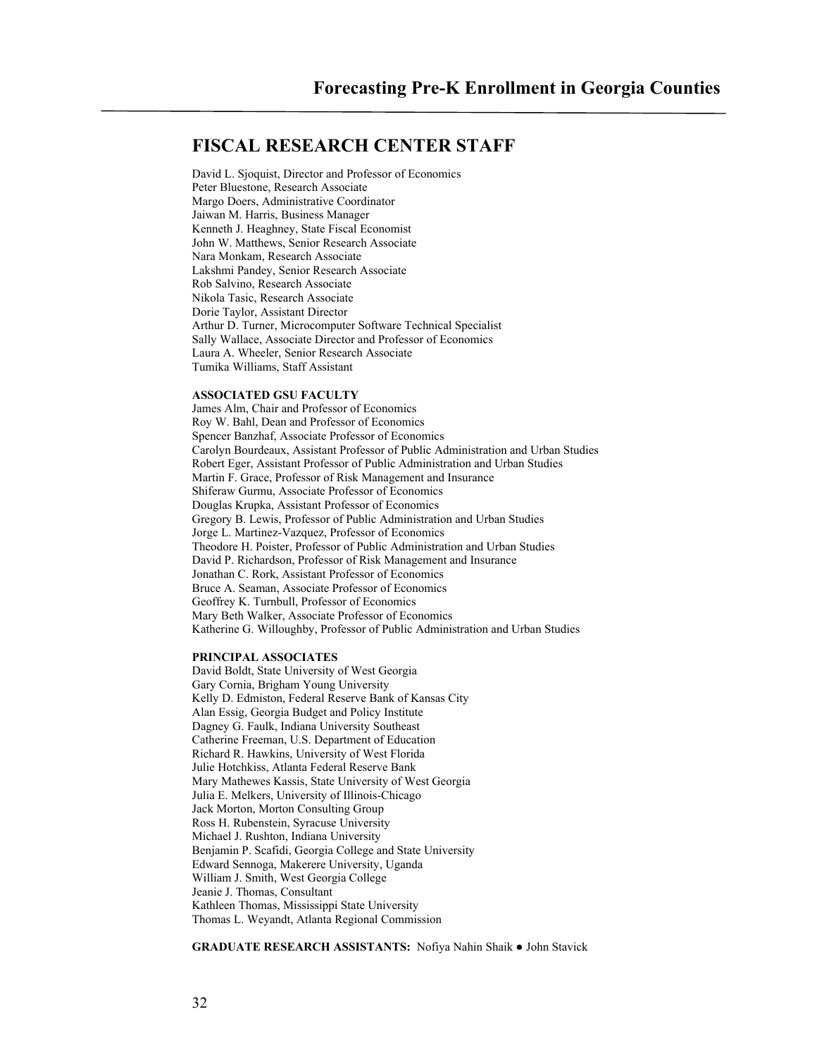## FISCAL RESEARCH CENTER STAFF

David L. Sjoquist, Director and Professor of Economics
Peter Bluestone, Research Associate
Margo Doers, Administrative Coordinator
Jaiwan M. Harris, Business Manager
Kenneth J. Heaghney, State Fiscal Economist
John W. Matthews, Senior Research Associate
Nara Monkam, Research Associate
Lakshmi Pandey, Senior Research Associate
Rob Salvino, Research Associate
Nikola Tasic, Research Associate
Dorie Taylor, Assistant Director
Arthur D. Turner, Microcomputer Software Technical Specialist
Sally Wallace, Associate Director and Professor of Economics
Laura A. Wheeler, Senior Research Associate
Tumika Williams, Staff Assistant

**ASSOCIATED GSU FACULTY**

James Alm, Chair and Professor of Economics
Roy W. Bahl, Dean and Professor of Economics
Spencer Banzhaf, Associate Professor of Economics
Carolyn Bourdeaux, Assistant Professor of Public Administration and Urban Studies
Robert Eger, Assistant Professor of Public Administration and Urban Studies
Martin F. Grace, Professor of Risk Management and Insurance
Shiferaw Gurmu, Associate Professor of Economics
Douglas Krupka, Assistant Professor of Economics
Gregory B. Lewis, Professor of Public Administration and Urban Studies
Jorge L. Martinez-Vazquez, Professor of Economics
Theodore H. Poister, Professor of Public Administration and Urban Studies
David P. Richardson, Professor of Risk Management and Insurance
Jonathan C. Rork, Assistant Professor of Economics
Bruce A. Seaman, Associate Professor of Economics
Geoffrey K. Turnbull, Professor of Economics
Mary Beth Walker, Associate Professor of Economics
Katherine G. Willoughby, Professor of Public Administration and Urban Studies

**PRINCIPAL ASSOCIATES**

David Boldt, State University of West Georgia
Gary Cornia, Brigham Young University
Kelly D. Edmiston, Federal Reserve Bank of Kansas City
Alan Essig, Georgia Budget and Policy Institute
Dagney G. Faulk, Indiana University Southeast
Catherine Freeman, U.S. Department of Education
Richard R. Hawkins, University of West Florida
Julie Hotchkiss, Atlanta Federal Reserve Bank
Mary Mathewes Kassis, State University of West Georgia
Julia E. Melkers, University of Illinois-Chicago
Jack Morton, Morton Consulting Group
Ross H. Rubenstein, Syracuse University
Michael J. Rushton, Indiana University
Benjamin P. Scafidi, Georgia College and State University
Edward Sennoga, Makerere University, Uganda
William J. Smith, West Georgia College
Jeanie J. Thomas, Consultant
Kathleen Thomas, Mississippi State University
Thomas L. Weyandt, Atlanta Regional Commission

**GRADUATE RESEARCH ASSISTANTS:** Nofiya Nahin Shaik ● John Stavick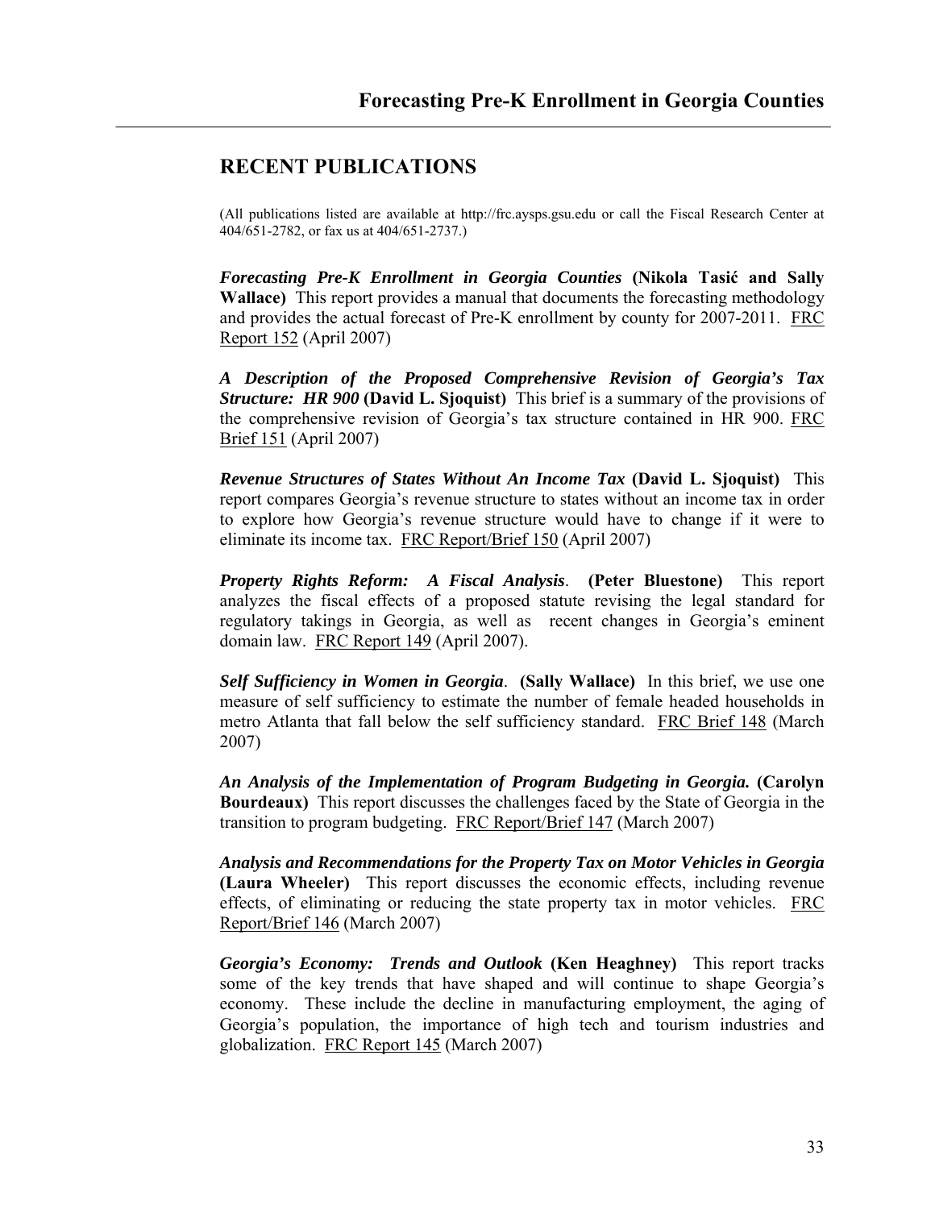## RECENT PUBLICATIONS

(All publications listed are available at http://frc.aysps.gsu.edu or call the Fiscal Research Center at 404/651-2782, or fax us at 404/651-2737.)

***Forecasting Pre-K Enrollment in Georgia Counties*** **(Nikola Tasić and Sally Wallace)** This report provides a manual that documents the forecasting methodology and provides the actual forecast of Pre-K enrollment by county for 2007-2011. FRC Report 152 (April 2007)

***A Description of the Proposed Comprehensive Revision of Georgia's Tax Structure: HR 900*** **(David L. Sjoquist)** This brief is a summary of the provisions of the comprehensive revision of Georgia's tax structure contained in HR 900. FRC Brief 151 (April 2007)

***Revenue Structures of States Without An Income Tax*** **(David L. Sjoquist)** This report compares Georgia's revenue structure to states without an income tax in order to explore how Georgia's revenue structure would have to change if it were to eliminate its income tax. FRC Report/Brief 150 (April 2007)

***Property Rights Reform: A Fiscal Analysis*****. (Peter Bluestone)** This report analyzes the fiscal effects of a proposed statute revising the legal standard for regulatory takings in Georgia, as well as recent changes in Georgia's eminent domain law. FRC Report 149 (April 2007).

***Self Sufficiency in Women in Georgia*****. (Sally Wallace)** In this brief, we use one measure of self sufficiency to estimate the number of female headed households in metro Atlanta that fall below the self sufficiency standard. FRC Brief 148 (March 2007)

***An Analysis of the Implementation of Program Budgeting in Georgia.*** **(Carolyn Bourdeaux)** This report discusses the challenges faced by the State of Georgia in the transition to program budgeting. FRC Report/Brief 147 (March 2007)

***Analysis and Recommendations for the Property Tax on Motor Vehicles in Georgia*** **(Laura Wheeler)** This report discusses the economic effects, including revenue effects, of eliminating or reducing the state property tax in motor vehicles. FRC Report/Brief 146 (March 2007)

***Georgia's Economy: Trends and Outlook*** **(Ken Heaghney)** This report tracks some of the key trends that have shaped and will continue to shape Georgia's economy. These include the decline in manufacturing employment, the aging of Georgia's population, the importance of high tech and tourism industries and globalization. FRC Report 145 (March 2007)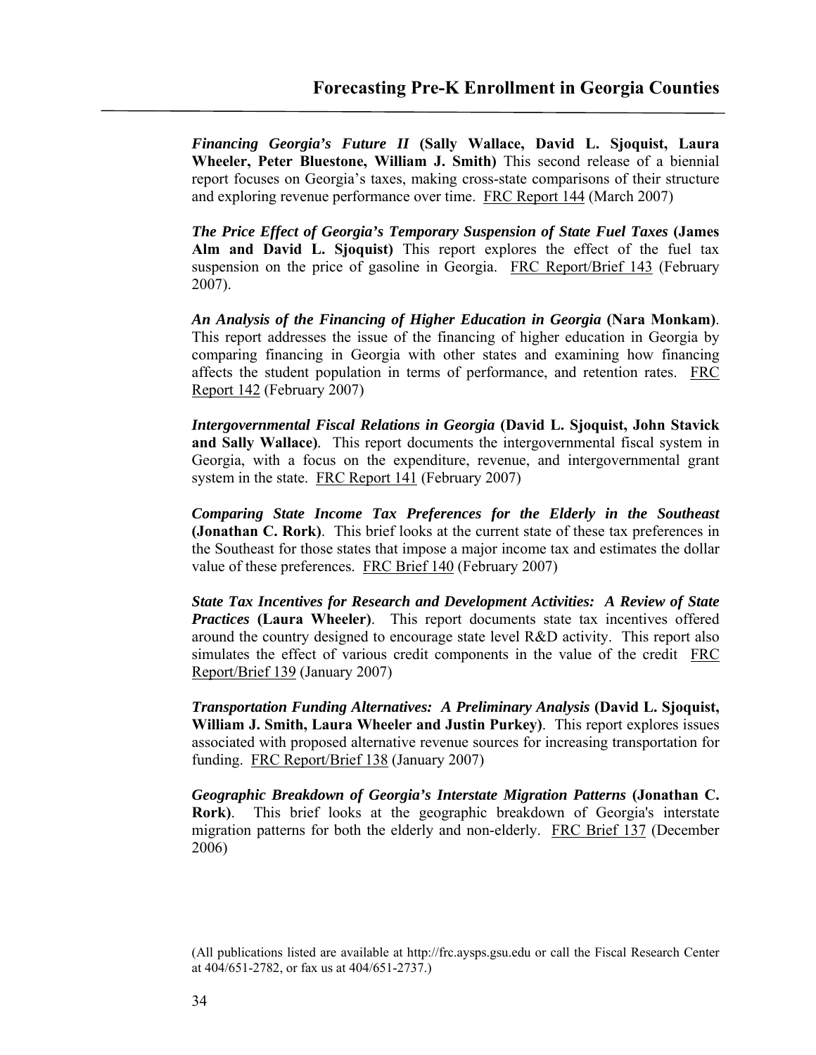***Financing Georgia's Future II* (Sally Wallace, David L. Sjoquist, Laura Wheeler, Peter Bluestone, William J. Smith)** This second release of a biennial report focuses on Georgia's taxes, making cross-state comparisons of their structure and exploring revenue performance over time. FRC Report 144 (March 2007)

***The Price Effect of Georgia's Temporary Suspension of State Fuel Taxes* (James Alm and David L. Sjoquist)** This report explores the effect of the fuel tax suspension on the price of gasoline in Georgia. FRC Report/Brief 143 (February 2007).

***An Analysis of the Financing of Higher Education in Georgia* (Nara Monkam)**. This report addresses the issue of the financing of higher education in Georgia by comparing financing in Georgia with other states and examining how financing affects the student population in terms of performance, and retention rates. FRC Report 142 (February 2007)

***Intergovernmental Fiscal Relations in Georgia* (David L. Sjoquist, John Stavick and Sally Wallace)**. This report documents the intergovernmental fiscal system in Georgia, with a focus on the expenditure, revenue, and intergovernmental grant system in the state. FRC Report 141 (February 2007)

***Comparing State Income Tax Preferences for the Elderly in the Southeast* (Jonathan C. Rork)**. This brief looks at the current state of these tax preferences in the Southeast for those states that impose a major income tax and estimates the dollar value of these preferences. FRC Brief 140 (February 2007)

***State Tax Incentives for Research and Development Activities: A Review of State Practices* (Laura Wheeler)**. This report documents state tax incentives offered around the country designed to encourage state level R&D activity. This report also simulates the effect of various credit components in the value of the credit FRC Report/Brief 139 (January 2007)

***Transportation Funding Alternatives: A Preliminary Analysis* (David L. Sjoquist, William J. Smith, Laura Wheeler and Justin Purkey)**. This report explores issues associated with proposed alternative revenue sources for increasing transportation for funding. FRC Report/Brief 138 (January 2007)

***Geographic Breakdown of Georgia's Interstate Migration Patterns* (Jonathan C. Rork)**. This brief looks at the geographic breakdown of Georgia's interstate migration patterns for both the elderly and non-elderly. FRC Brief 137 (December 2006)

(All publications listed are available at http://frc.aysps.gsu.edu or call the Fiscal Research Center at 404/651-2782, or fax us at 404/651-2737.)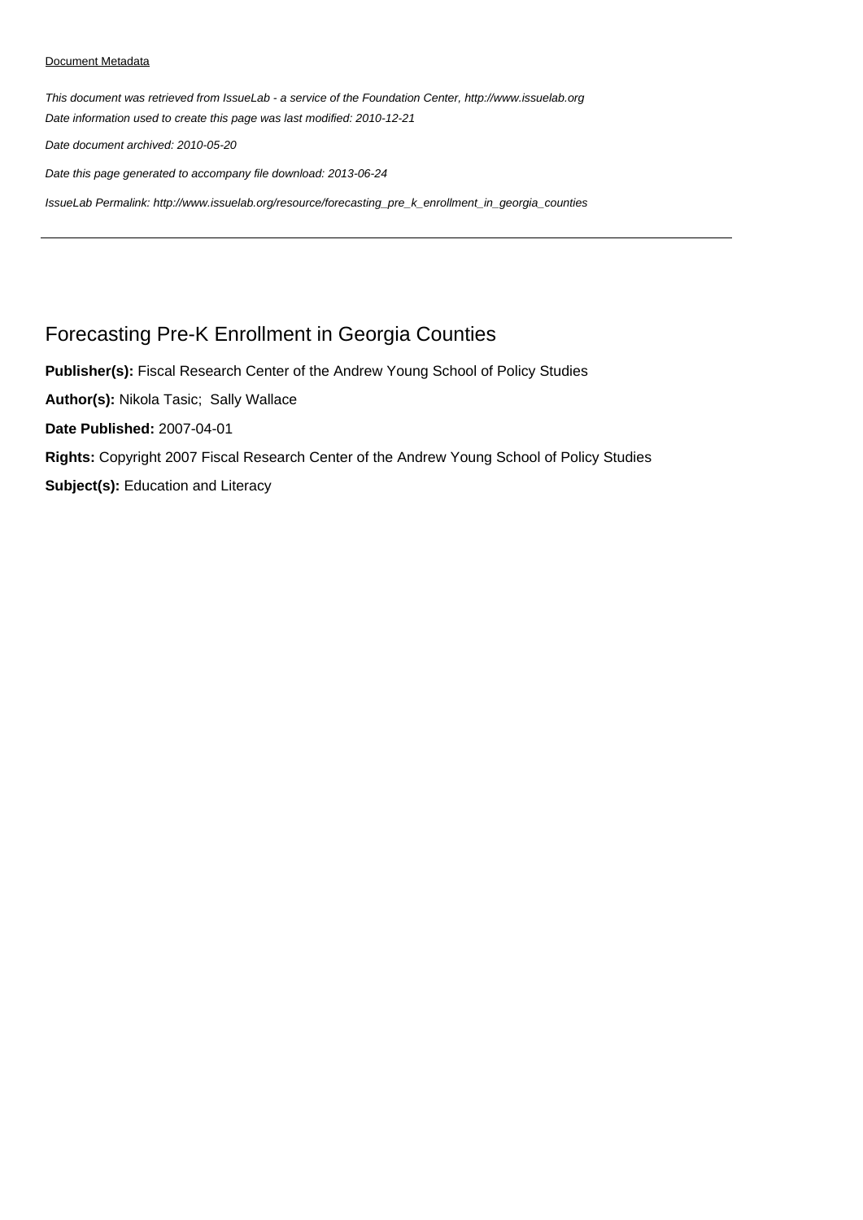Document Metadata

*This document was retrieved from IssueLab - a service of the Foundation Center, http://www.issuelab.org*
*Date information used to create this page was last modified: 2010-12-21*

*Date document archived: 2010-05-20*

*Date this page generated to accompany file download: 2013-06-24*

*IssueLab Permalink: http://www.issuelab.org/resource/forecasting_pre_k_enrollment_in_georgia_counties*

---

# Forecasting Pre-K Enrollment in Georgia Counties

**Publisher(s):** Fiscal Research Center of the Andrew Young School of Policy Studies

**Author(s):** Nikola Tasic; Sally Wallace

**Date Published:** 2007-04-01

**Rights:** Copyright 2007 Fiscal Research Center of the Andrew Young School of Policy Studies

**Subject(s):** Education and Literacy